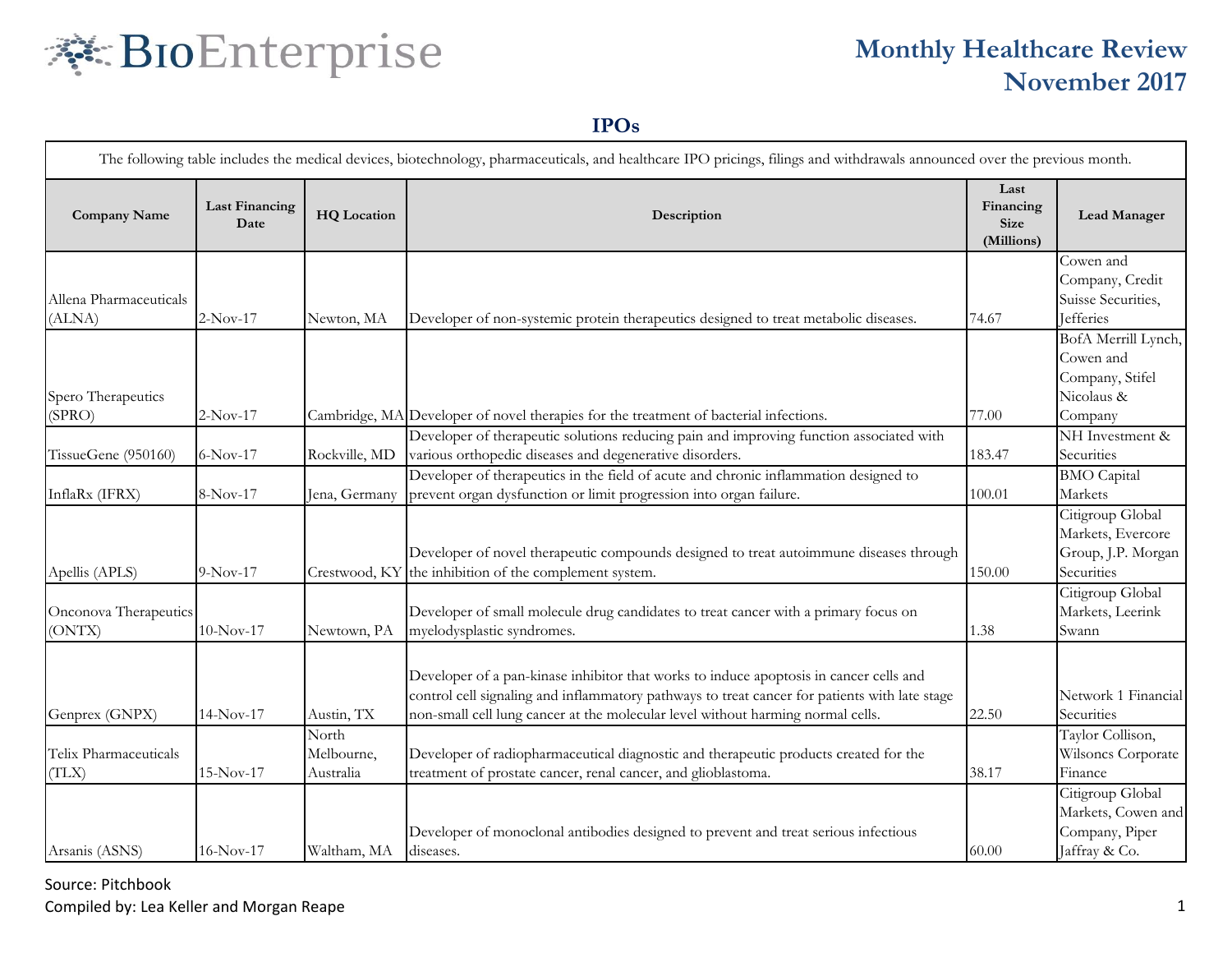# Monthly Healthcare Review
# November 2017

## IPOs

The following table includes the medical devices, biotechnology, pharmaceuticals, and healthcare IPO pricings, filings and withdrawals announced over the previous month.

| Company Name | Last Financing Date | HQ Location | Description | Last Financing Size (Millions) | Lead Manager |
|---|---|---|---|---|---|
| Allena Pharmaceuticals (ALNA) | 2-Nov-17 | Newton, MA | Developer of non-systemic protein therapeutics designed to treat metabolic diseases. | 74.67 | Cowen and Company, Credit Suisse Securities, Jefferies |
| Spero Therapeutics (SPRO) | 2-Nov-17 | Cambridge, MA | Developer of novel therapies for the treatment of bacterial infections. | 77.00 | BofA Merrill Lynch, Cowen and Company, Stifel Nicolaus & Company |
| TissueGene (950160) | 6-Nov-17 | Rockville, MD | Developer of therapeutic solutions reducing pain and improving function associated with various orthopedic diseases and degenerative disorders. | 183.47 | NH Investment & Securities |
| InflaRx (IFRX) | 8-Nov-17 | Jena, Germany | Developer of therapeutics in the field of acute and chronic inflammation designed to prevent organ dysfunction or limit progression into organ failure. | 100.01 | BMO Capital Markets |
| Apellis (APLS) | 9-Nov-17 | Crestwood, KY | Developer of novel therapeutic compounds designed to treat autoimmune diseases through the inhibition of the complement system. | 150.00 | Citigroup Global Markets, Evercore Group, J.P. Morgan Securities |
| Onconova Therapeutics (ONTX) | 10-Nov-17 | Newtown, PA | Developer of small molecule drug candidates to treat cancer with a primary focus on myelodysplastic syndromes. | 1.38 | Citigroup Global Markets, Leerink Swann |
| Genprex (GNPX) | 14-Nov-17 | Austin, TX | Developer of a pan-kinase inhibitor that works to induce apoptosis in cancer cells and control cell signaling and inflammatory pathways to treat cancer for patients with late stage non-small cell lung cancer at the molecular level without harming normal cells. | 22.50 | Network 1 Financial Securities |
| Telix Pharmaceuticals (TLX) | 15-Nov-17 | North Melbourne, Australia | Developer of radiopharmaceutical diagnostic and therapeutic products created for the treatment of prostate cancer, renal cancer, and glioblastoma. | 38.17 | Taylor Collison, Wilsoncs Corporate Finance |
| Arsanis (ASNS) | 16-Nov-17 | Waltham, MA | Developer of monoclonal antibodies designed to prevent and treat serious infectious diseases. | 60.00 | Citigroup Global Markets, Cowen and Company, Piper Jaffray & Co. |

Source: Pitchbook

Compiled by: Lea Keller and Morgan Reape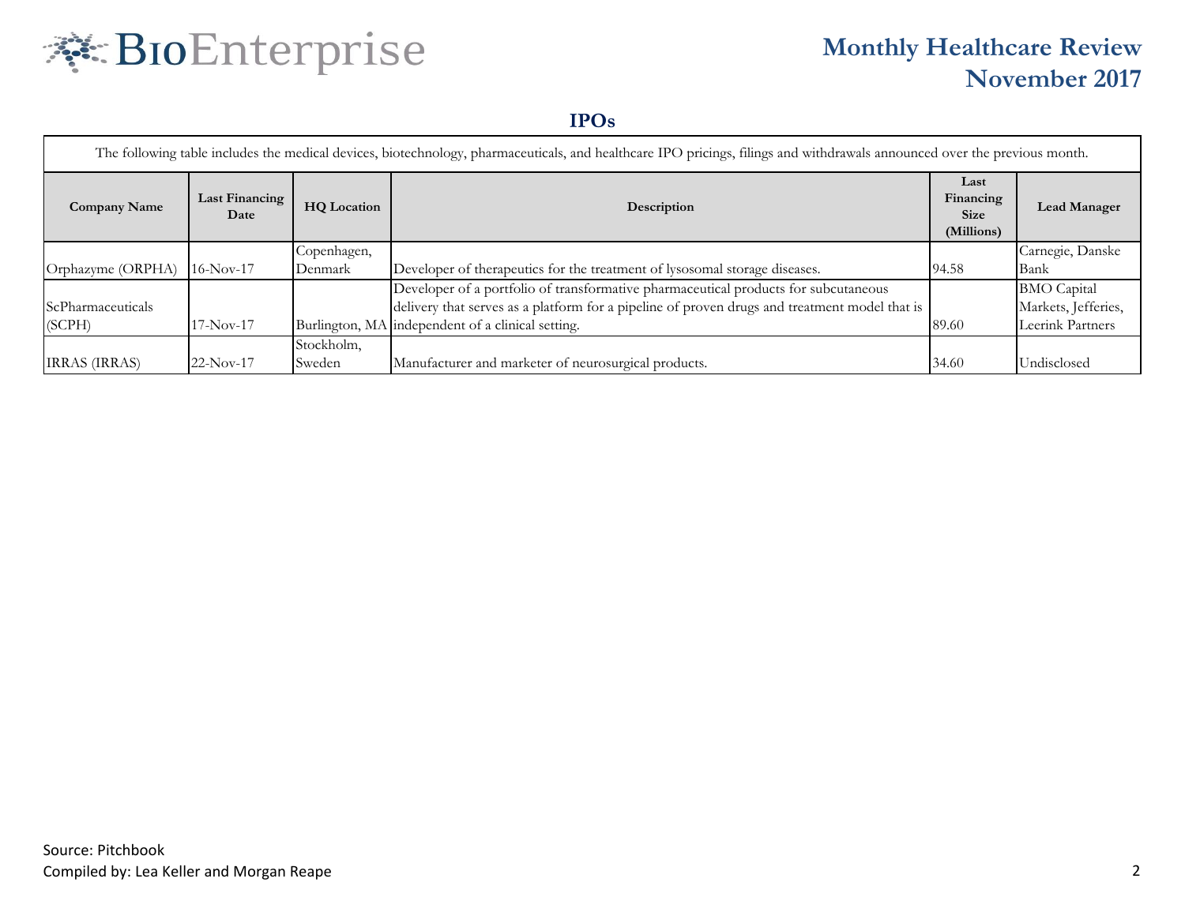## IPOs

The following table includes the medical devices, biotechnology, pharmaceuticals, and healthcare IPO pricings, filings and withdrawals announced over the previous month.

| Company Name | Last Financing Date | HQ Location | Description | Last Financing Size (Millions) | Lead Manager |
|---|---|---|---|---|---|
| Orphazyme (ORPHA) | 16-Nov-17 | Copenhagen, Denmark | Developer of therapeutics for the treatment of lysosomal storage diseases. | 94.58 | Carnegie, Danske Bank |
| ScPharmaceuticals (SCPH) | 17-Nov-17 | Burlington, MA | Developer of a portfolio of transformative pharmaceutical products for subcutaneous delivery that serves as a platform for a pipeline of proven drugs and treatment model that is independent of a clinical setting. | 89.60 | BMO Capital Markets, Jefferies, Leerink Partners |
| IRRAS (IRRAS) | 22-Nov-17 | Stockholm, Sweden | Manufacturer and marketer of neurosurgical products. | 34.60 | Undisclosed |

Source: Pitchbook

Compiled by: Lea Keller and Morgan Reape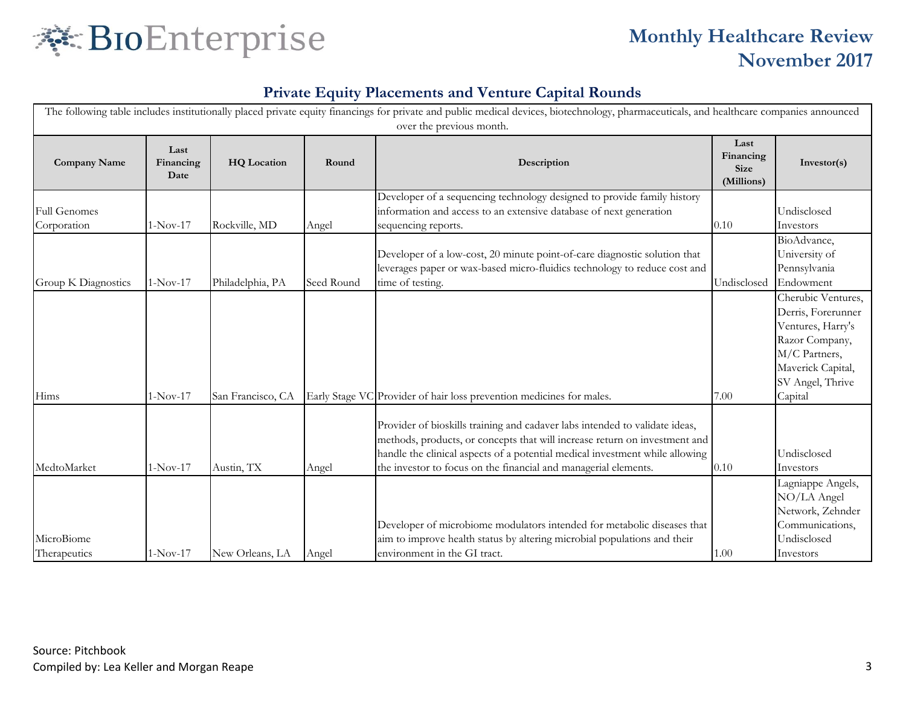## Private Equity Placements and Venture Capital Rounds

The following table includes institutionally placed private equity financings for private and public medical devices, biotechnology, pharmaceuticals, and healthcare companies announced over the previous month.

| Company Name | Last Financing Date | HQ Location | Round | Description | Last Financing Size (Millions) | Investor(s) |
|---|---|---|---|---|---|---|
| Full Genomes Corporation | 1-Nov-17 | Rockville, MD | Angel | Developer of a sequencing technology designed to provide family history information and access to an extensive database of next generation sequencing reports. | 0.10 | Undisclosed Investors |
| Group K Diagnostics | 1-Nov-17 | Philadelphia, PA | Seed Round | Developer of a low-cost, 20 minute point-of-care diagnostic solution that leverages paper or wax-based micro-fluidics technology to reduce cost and time of testing. | Undisclosed | BioAdvance, University of Pennsylvania Endowment |
| Hims | 1-Nov-17 | San Francisco, CA | Early Stage VC | Provider of hair loss prevention medicines for males. | 7.00 | Cherubic Ventures, Derris, Forerunner Ventures, Harry's Razor Company, M/C Partners, Maverick Capital, SV Angel, Thrive Capital |
| MedtoMarket | 1-Nov-17 | Austin, TX | Angel | Provider of bioskills training and cadaver labs intended to validate ideas, methods, products, or concepts that will increase return on investment and handle the clinical aspects of a potential medical investment while allowing the investor to focus on the financial and managerial elements. | 0.10 | Undisclosed Investors |
| MicroBiome Therapeutics | 1-Nov-17 | New Orleans, LA | Angel | Developer of microbiome modulators intended for metabolic diseases that aim to improve health status by altering microbial populations and their environment in the GI tract. | 1.00 | Lagniappe Angels, NO/LA Angel Network, Zehnder Communications, Undisclosed Investors |

Source: Pitchbook

Compiled by: Lea Keller and Morgan Reape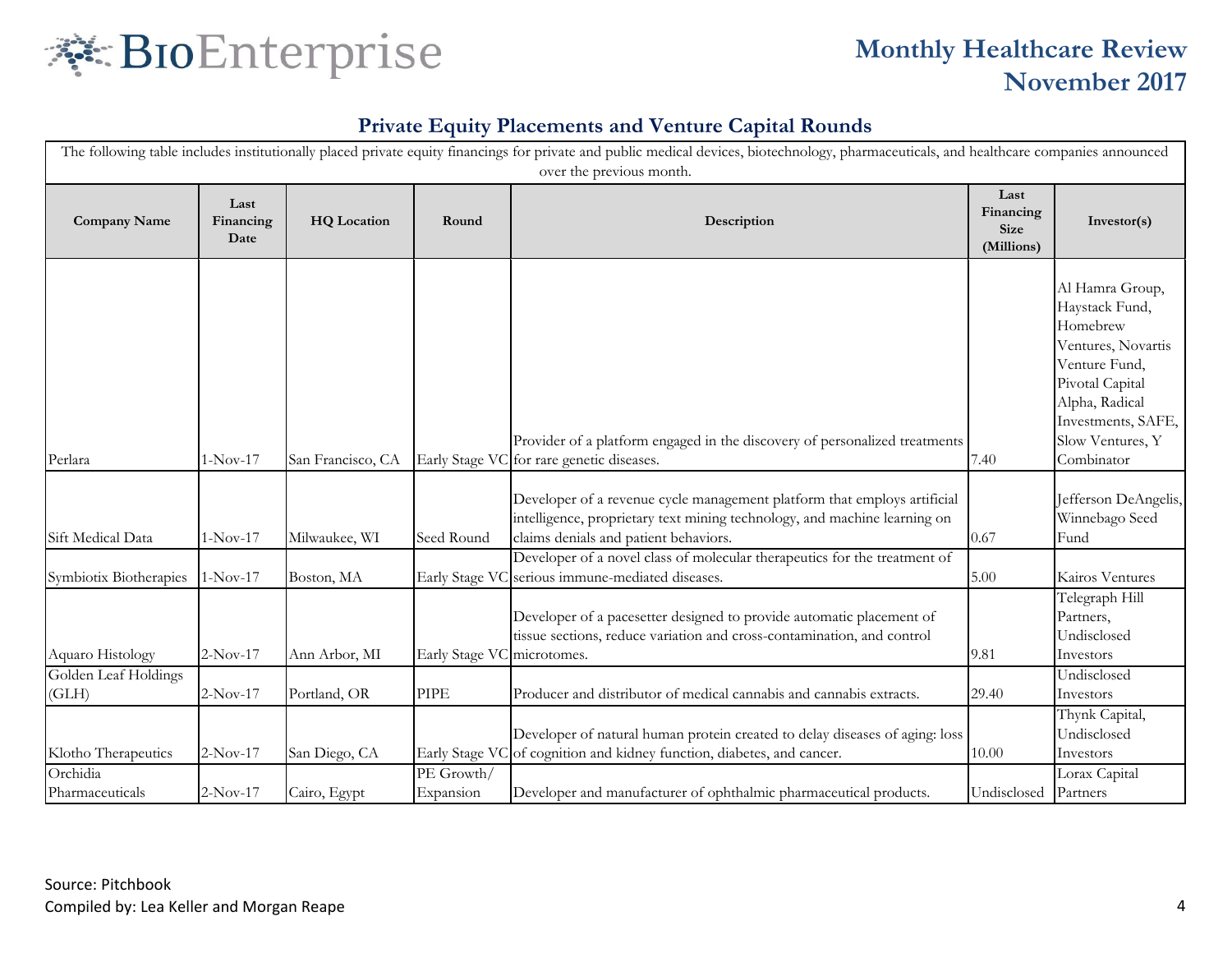## Private Equity Placements and Venture Capital Rounds

The following table includes institutionally placed private equity financings for private and public medical devices, biotechnology, pharmaceuticals, and healthcare companies announced over the previous month.

| Company Name | Last Financing Date | HQ Location | Round | Description | Last Financing Size (Millions) | Investor(s) |
|---|---|---|---|---|---|---|
| Perlara | 1-Nov-17 | San Francisco, CA | Early Stage VC | Provider of a platform engaged in the discovery of personalized treatments for rare genetic diseases. | 7.40 | Al Hamra Group, Haystack Fund, Homebrew Ventures, Novartis Venture Fund, Pivotal Capital Alpha, Radical Investments, SAFE, Slow Ventures, Y Combinator |
| Sift Medical Data | 1-Nov-17 | Milwaukee, WI | Seed Round | Developer of a revenue cycle management platform that employs artificial intelligence, proprietary text mining technology, and machine learning on claims denials and patient behaviors. | 0.67 | Jefferson DeAngelis, Winnebago Seed Fund |
| Symbiotix Biotherapies | 1-Nov-17 | Boston, MA | Early Stage VC | Developer of a novel class of molecular therapeutics for the treatment of serious immune-mediated diseases. | 5.00 | Kairos Ventures |
| Aquaro Histology | 2-Nov-17 | Ann Arbor, MI | Early Stage VC | Developer of a pacesetter designed to provide automatic placement of tissue sections, reduce variation and cross-contamination, and control microtomes. | 9.81 | Telegraph Hill Partners, Undisclosed Investors |
| Golden Leaf Holdings (GLH) | 2-Nov-17 | Portland, OR | PIPE | Producer and distributor of medical cannabis and cannabis extracts. | 29.40 | Undisclosed Investors |
| Klotho Therapeutics | 2-Nov-17 | San Diego, CA | Early Stage VC | Developer of natural human protein created to delay diseases of aging: loss of cognition and kidney function, diabetes, and cancer. | 10.00 | Thynk Capital, Undisclosed Investors |
| Orchidia Pharmaceuticals | 2-Nov-17 | Cairo, Egypt | PE Growth/ Expansion | Developer and manufacturer of ophthalmic pharmaceutical products. | Undisclosed | Lorax Capital Partners |

Source: Pitchbook

Compiled by: Lea Keller and Morgan Reape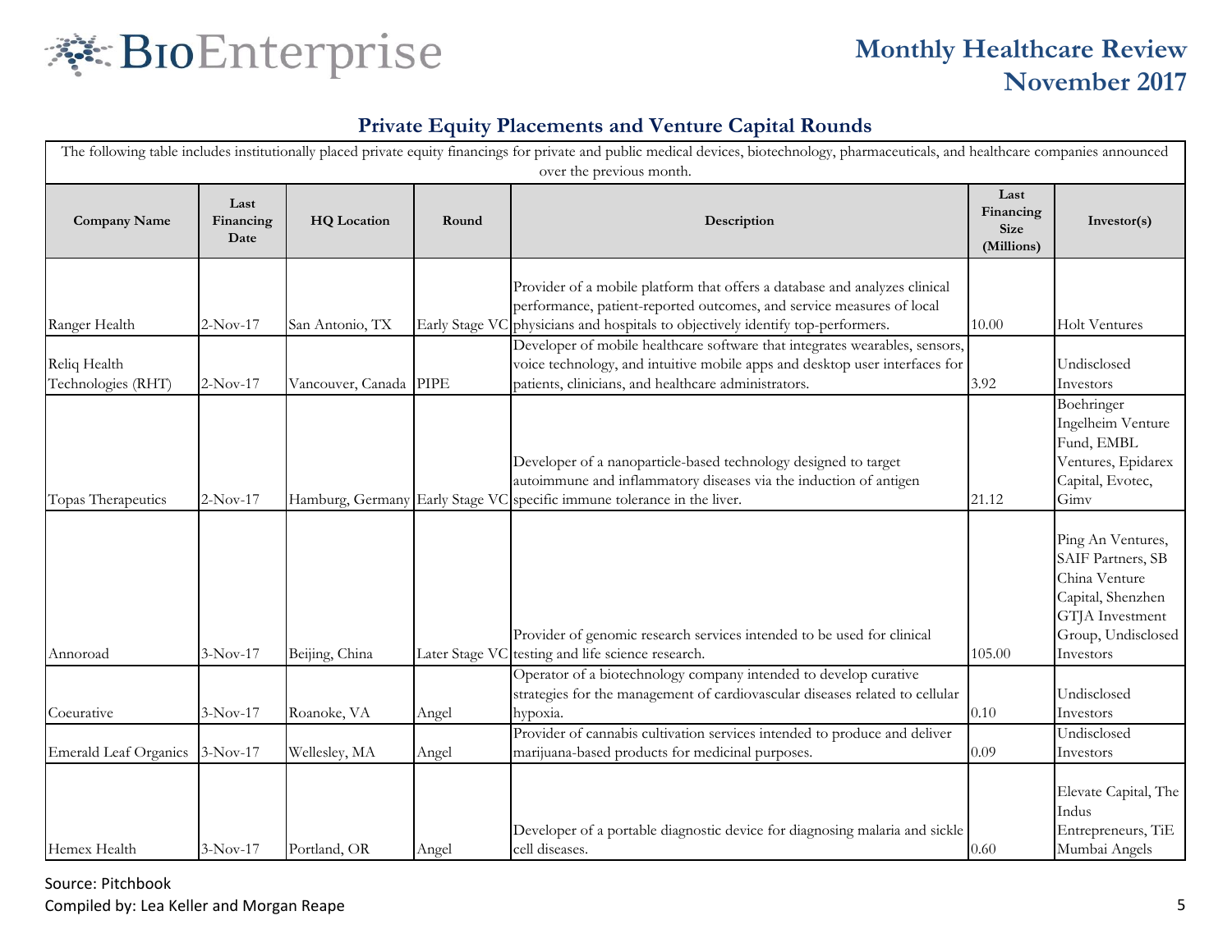## Private Equity Placements and Venture Capital Rounds

The following table includes institutionally placed private equity financings for private and public medical devices, biotechnology, pharmaceuticals, and healthcare companies announced over the previous month.

| Company Name | Last Financing Date | HQ Location | Round | Description | Last Financing Size (Millions) | Investor(s) |
|---|---|---|---|---|---|---|
| Ranger Health | 2-Nov-17 | San Antonio, TX | Early Stage VC | Provider of a mobile platform that offers a database and analyzes clinical performance, patient-reported outcomes, and service measures of local physicians and hospitals to objectively identify top-performers. | 10.00 | Holt Ventures |
| Reliq Health Technologies (RHT) | 2-Nov-17 | Vancouver, Canada | PIPE | Developer of mobile healthcare software that integrates wearables, sensors, voice technology, and intuitive mobile apps and desktop user interfaces for patients, clinicians, and healthcare administrators. | 3.92 | Undisclosed Investors |
| Topas Therapeutics | 2-Nov-17 | Hamburg, Germany | Early Stage VC | Developer of a nanoparticle-based technology designed to target autoimmune and inflammatory diseases via the induction of antigen specific immune tolerance in the liver. | 21.12 | Boehringer Ingelheim Venture Fund, EMBL Ventures, Epidarex Capital, Evotec, Gimv |
| Annoroad | 3-Nov-17 | Beijing, China | Later Stage VC | Provider of genomic research services intended to be used for clinical testing and life science research. | 105.00 | Ping An Ventures, SAIF Partners, SB China Venture Capital, Shenzhen GTJA Investment Group, Undisclosed Investors |
| Coeurative | 3-Nov-17 | Roanoke, VA | Angel | Operator of a biotechnology company intended to develop curative strategies for the management of cardiovascular diseases related to cellular hypoxia. | 0.10 | Undisclosed Investors |
| Emerald Leaf Organics | 3-Nov-17 | Wellesley, MA | Angel | Provider of cannabis cultivation services intended to produce and deliver marijuana-based products for medicinal purposes. | 0.09 | Undisclosed Investors |
| Hemex Health | 3-Nov-17 | Portland, OR | Angel | Developer of a portable diagnostic device for diagnosing malaria and sickle cell diseases. | 0.60 | Elevate Capital, The Indus Entrepreneurs, TiE Mumbai Angels |

Source: Pitchbook

Compiled by: Lea Keller and Morgan Reape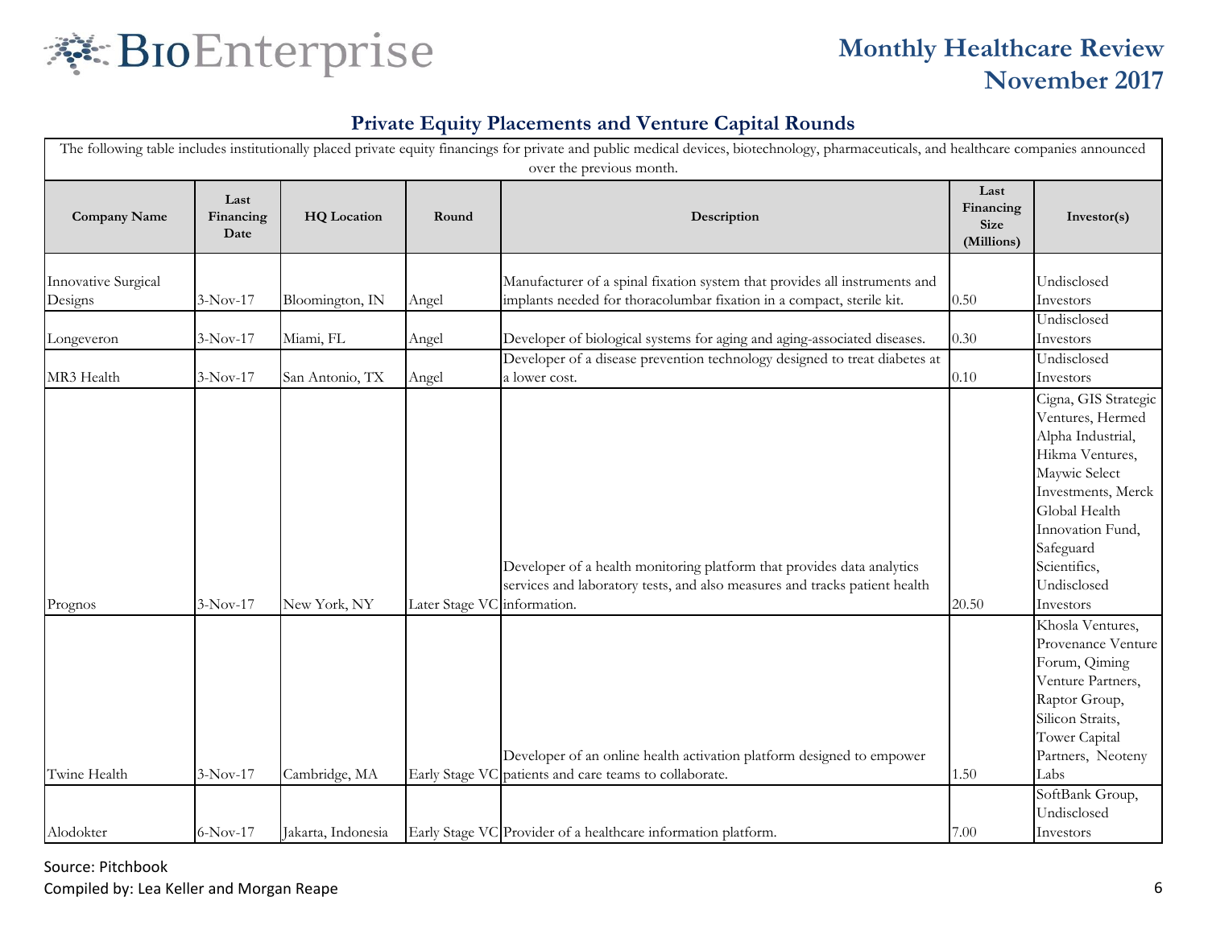## Private Equity Placements and Venture Capital Rounds

The following table includes institutionally placed private equity financings for private and public medical devices, biotechnology, pharmaceuticals, and healthcare companies announced over the previous month.

| Company Name | Last Financing Date | HQ Location | Round | Description | Last Financing Size (Millions) | Investor(s) |
|---|---|---|---|---|---|---|
| Innovative Surgical Designs | 3-Nov-17 | Bloomington, IN | Angel | Manufacturer of a spinal fixation system that provides all instruments and implants needed for thoracolumbar fixation in a compact, sterile kit. | 0.50 | Undisclosed Investors |
| Longeveron | 3-Nov-17 | Miami, FL | Angel | Developer of biological systems for aging and aging-associated diseases. | 0.30 | Undisclosed Investors |
| MR3 Health | 3-Nov-17 | San Antonio, TX | Angel | Developer of a disease prevention technology designed to treat diabetes at a lower cost. | 0.10 | Undisclosed Investors |
| Prognos | 3-Nov-17 | New York, NY | Later Stage VC | Developer of a health monitoring platform that provides data analytics services and laboratory tests, and also measures and tracks patient health information. | 20.50 | Cigna, GIS Strategic Ventures, Hermed Alpha Industrial, Hikma Ventures, Maywic Select Investments, Merck Global Health Innovation Fund, Safeguard Scientifics, Undisclosed Investors |
| Twine Health | 3-Nov-17 | Cambridge, MA | Early Stage VC | Developer of an online health activation platform designed to empower patients and care teams to collaborate. | 1.50 | Khosla Ventures, Provenance Venture Forum, Qiming Venture Partners, Raptor Group, Silicon Straits, Tower Capital Partners, Neoteny Labs |
| Alodokter | 6-Nov-17 | Jakarta, Indonesia | Early Stage VC | Provider of a healthcare information platform. | 7.00 | SoftBank Group, Undisclosed Investors |

Source: Pitchbook

Compiled by: Lea Keller and Morgan Reape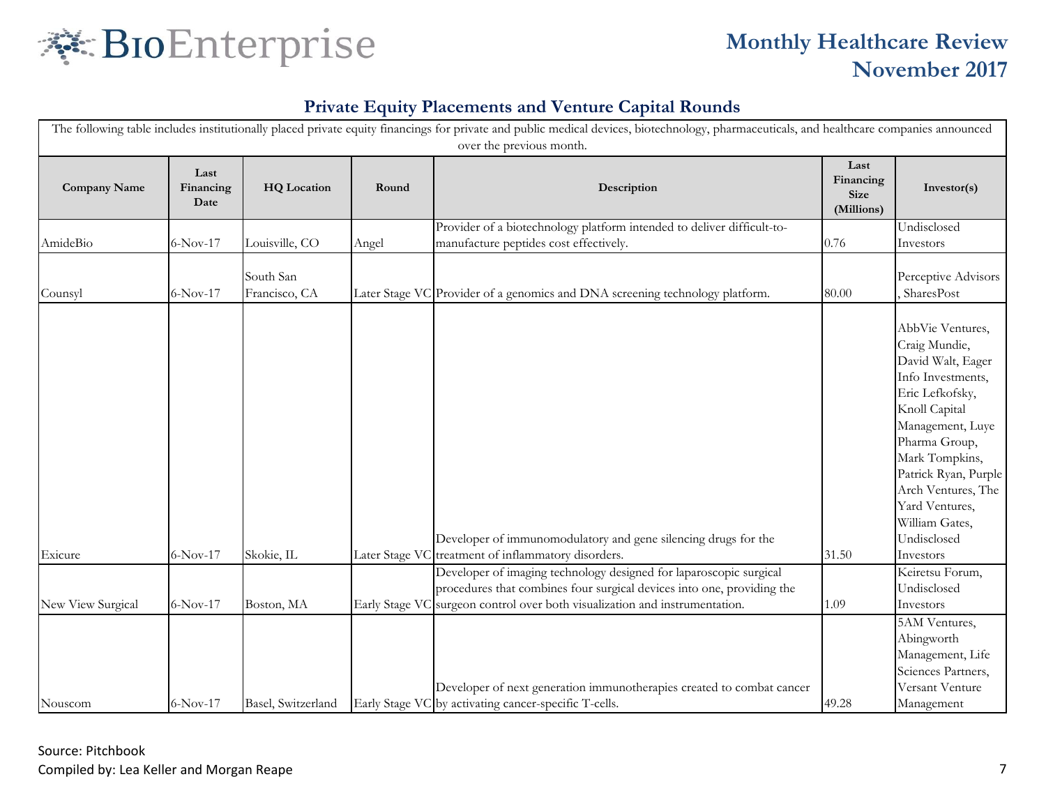## Private Equity Placements and Venture Capital Rounds

The following table includes institutionally placed private equity financings for private and public medical devices, biotechnology, pharmaceuticals, and healthcare companies announced over the previous month.

| Company Name | Last Financing Date | HQ Location | Round | Description | Last Financing Size (Millions) | Investor(s) |
|---|---|---|---|---|---|---|
| AmideBio | 6-Nov-17 | Louisville, CO | Angel | Provider of a biotechnology platform intended to deliver difficult-to-manufacture peptides cost effectively. | 0.76 | Undisclosed Investors |
| Counsyl | 6-Nov-17 | South San Francisco, CA | Later Stage VC | Provider of a genomics and DNA screening technology platform. | 80.00 | Perceptive Advisors , SharesPost |
| Exicure | 6-Nov-17 | Skokie, IL | Later Stage VC | Developer of immunomodulatory and gene silencing drugs for the treatment of inflammatory disorders. | 31.50 | AbbVie Ventures, Craig Mundie, David Walt, Eager Info Investments, Eric Lefkofsky, Knoll Capital Management, Luye Pharma Group, Mark Tompkins, Patrick Ryan, Purple Arch Ventures, The Yard Ventures, William Gates, Undisclosed Investors |
| New View Surgical | 6-Nov-17 | Boston, MA | Early Stage VC | Developer of imaging technology designed for laparoscopic surgical procedures that combines four surgical devices into one, providing the surgeon control over both visualization and instrumentation. | 1.09 | Keiretsu Forum, Undisclosed Investors |
| Nouscom | 6-Nov-17 | Basel, Switzerland | Early Stage VC | Developer of next generation immunotherapies created to combat cancer by activating cancer-specific T-cells. | 49.28 | 5AM Ventures, Abingworth Management, Life Sciences Partners, Versant Venture Management |

Source: Pitchbook

Compiled by: Lea Keller and Morgan Reape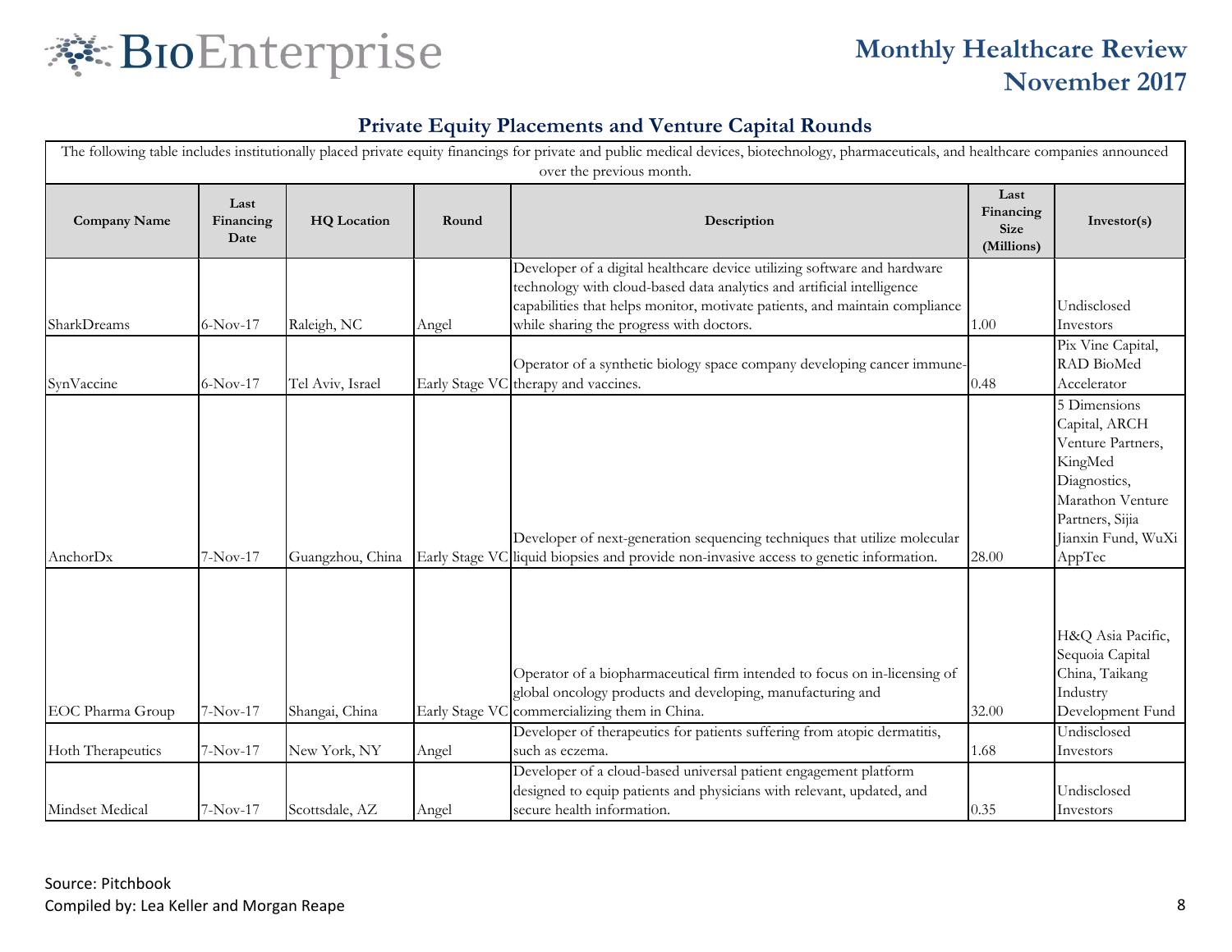## Private Equity Placements and Venture Capital Rounds

The following table includes institutionally placed private equity financings for private and public medical devices, biotechnology, pharmaceuticals, and healthcare companies announced over the previous month.

| Company Name | Last Financing Date | HQ Location | Round | Description | Last Financing Size (Millions) | Investor(s) |
|---|---|---|---|---|---|---|
| SharkDreams | 6-Nov-17 | Raleigh, NC | Angel | Developer of a digital healthcare device utilizing software and hardware technology with cloud-based data analytics and artificial intelligence capabilities that helps monitor, motivate patients, and maintain compliance while sharing the progress with doctors. | 1.00 | Undisclosed Investors |
| SynVaccine | 6-Nov-17 | Tel Aviv, Israel | Early Stage VC | Operator of a synthetic biology space company developing cancer immune-therapy and vaccines. | 0.48 | Pix Vine Capital, RAD BioMed Accelerator |
| AnchorDx | 7-Nov-17 | Guangzhou, China | Early Stage VC | Developer of next-generation sequencing techniques that utilize molecular liquid biopsies and provide non-invasive access to genetic information. | 28.00 | 5 Dimensions Capital, ARCH Venture Partners, KingMed Diagnostics, Marathon Venture Partners, Sijia Jianxin Fund, WuXi AppTec |
| EOC Pharma Group | 7-Nov-17 | Shangai, China | Early Stage VC | Operator of a biopharmaceutical firm intended to focus on in-licensing of global oncology products and developing, manufacturing and commercializing them in China. | 32.00 | H&Q Asia Pacific, Sequoia Capital China, Taikang Industry Development Fund |
| Hoth Therapeutics | 7-Nov-17 | New York, NY | Angel | Developer of therapeutics for patients suffering from atopic dermatitis, such as eczema. | 1.68 | Undisclosed Investors |
| Mindset Medical | 7-Nov-17 | Scottsdale, AZ | Angel | Developer of a cloud-based universal patient engagement platform designed to equip patients and physicians with relevant, updated, and secure health information. | 0.35 | Undisclosed Investors |

Source: Pitchbook

Compiled by: Lea Keller and Morgan Reape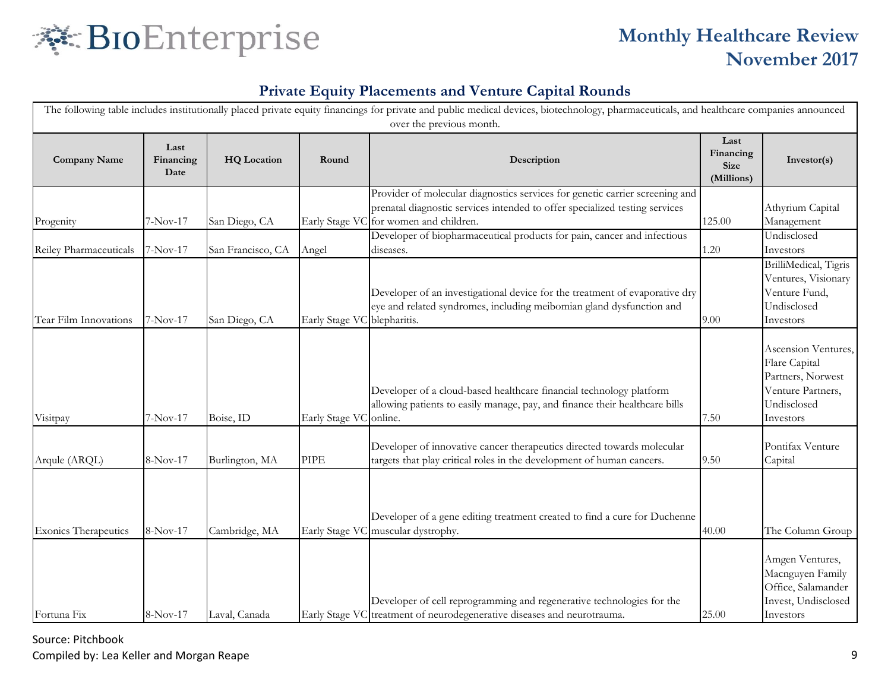## Private Equity Placements and Venture Capital Rounds

| The following table includes institutionally placed private equity financings for private and public medical devices, biotechnology, pharmaceuticals, and healthcare companies announced over the previous month. | | | | | | |
|---|---|---|---|---|---|---|
| **Company Name** | **Last Financing Date** | **HQ Location** | **Round** | **Description** | **Last Financing Size (Millions)** | **Investor(s)** |
| Progenity | 7-Nov-17 | San Diego, CA | Early Stage VC | Provider of molecular diagnostics services for genetic carrier screening and prenatal diagnostic services intended to offer specialized testing services for women and children. | 125.00 | Athyrium Capital Management |
| Reiley Pharmaceuticals | 7-Nov-17 | San Francisco, CA | Angel | Developer of biopharmaceutical products for pain, cancer and infectious diseases. | 1.20 | Undisclosed Investors |
| Tear Film Innovations | 7-Nov-17 | San Diego, CA | Early Stage VC | Developer of an investigational device for the treatment of evaporative dry eye and related syndromes, including meibomian gland dysfunction and blepharitis. | 9.00 | BrilliMedical, Tigris Ventures, Visionary Venture Fund, Undisclosed Investors |
| Visitpay | 7-Nov-17 | Boise, ID | Early Stage VC | Developer of a cloud-based healthcare financial technology platform allowing patients to easily manage, pay, and finance their healthcare bills online. | 7.50 | Ascension Ventures, Flare Capital Partners, Norwest Venture Partners, Undisclosed Investors |
| Arqule (ARQL) | 8-Nov-17 | Burlington, MA | PIPE | Developer of innovative cancer therapeutics directed towards molecular targets that play critical roles in the development of human cancers. | 9.50 | Pontifax Venture Capital |
| Exonics Therapeutics | 8-Nov-17 | Cambridge, MA | Early Stage VC | Developer of a gene editing treatment created to find a cure for Duchenne muscular dystrophy. | 40.00 | The Column Group |
| Fortuna Fix | 8-Nov-17 | Laval, Canada | Early Stage VC | Developer of cell reprogramming and regenerative technologies for the treatment of neurodegenerative diseases and neurotrauma. | 25.00 | Amgen Ventures, Macnguyen Family Office, Salamander Invest, Undisclosed Investors |

Source: Pitchbook

Compiled by: Lea Keller and Morgan Reape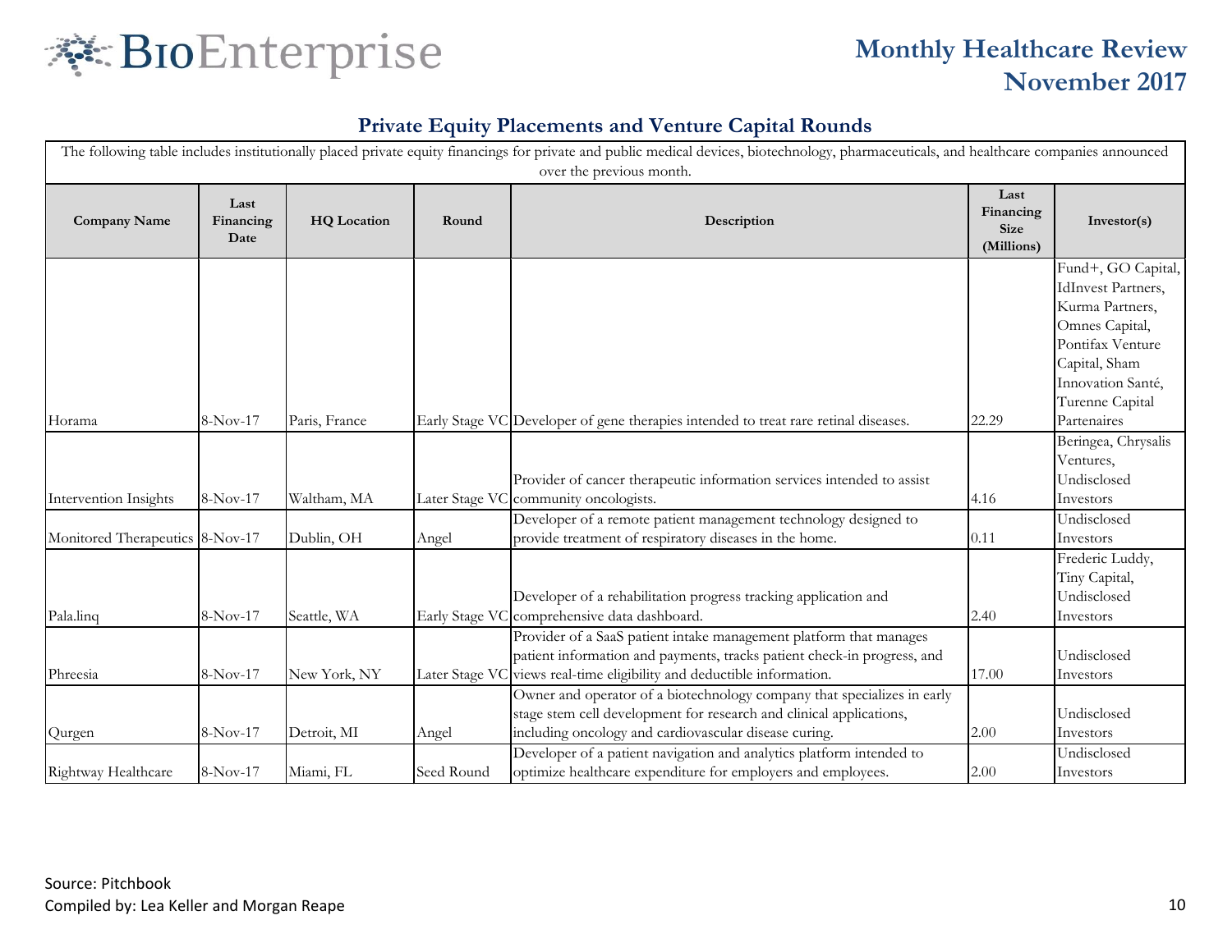## Private Equity Placements and Venture Capital Rounds

The following table includes institutionally placed private equity financings for private and public medical devices, biotechnology, pharmaceuticals, and healthcare companies announced over the previous month.

| Company Name | Last Financing Date | HQ Location | Round | Description | Last Financing Size (Millions) | Investor(s) |
|---|---|---|---|---|---|---|
| Horama | 8-Nov-17 | Paris, France | Early Stage VC | Developer of gene therapies intended to treat rare retinal diseases. | 22.29 | Fund+, GO Capital, IdInvest Partners, Kurma Partners, Omnes Capital, Pontifax Venture Capital, Sham Innovation Santé, Turenne Capital Partenaires |
| Intervention Insights | 8-Nov-17 | Waltham, MA | Later Stage VC | Provider of cancer therapeutic information services intended to assist community oncologists. | 4.16 | Beringea, Chrysalis Ventures, Undisclosed Investors |
| Monitored Therapeutics | 8-Nov-17 | Dublin, OH | Angel | Developer of a remote patient management technology designed to provide treatment of respiratory diseases in the home. | 0.11 | Undisclosed Investors |
| Pala.linq | 8-Nov-17 | Seattle, WA | Early Stage VC | Developer of a rehabilitation progress tracking application and comprehensive data dashboard. | 2.40 | Frederic Luddy, Tiny Capital, Undisclosed Investors |
| Phreesia | 8-Nov-17 | New York, NY | Later Stage VC | Provider of a SaaS patient intake management platform that manages patient information and payments, tracks patient check-in progress, and views real-time eligibility and deductible information. | 17.00 | Undisclosed Investors |
| Qurgen | 8-Nov-17 | Detroit, MI | Angel | Owner and operator of a biotechnology company that specializes in early stage stem cell development for research and clinical applications, including oncology and cardiovascular disease curing. | 2.00 | Undisclosed Investors |
| Rightway Healthcare | 8-Nov-17 | Miami, FL | Seed Round | Developer of a patient navigation and analytics platform intended to optimize healthcare expenditure for employers and employees. | 2.00 | Undisclosed Investors |

Source: Pitchbook

Compiled by: Lea Keller and Morgan Reape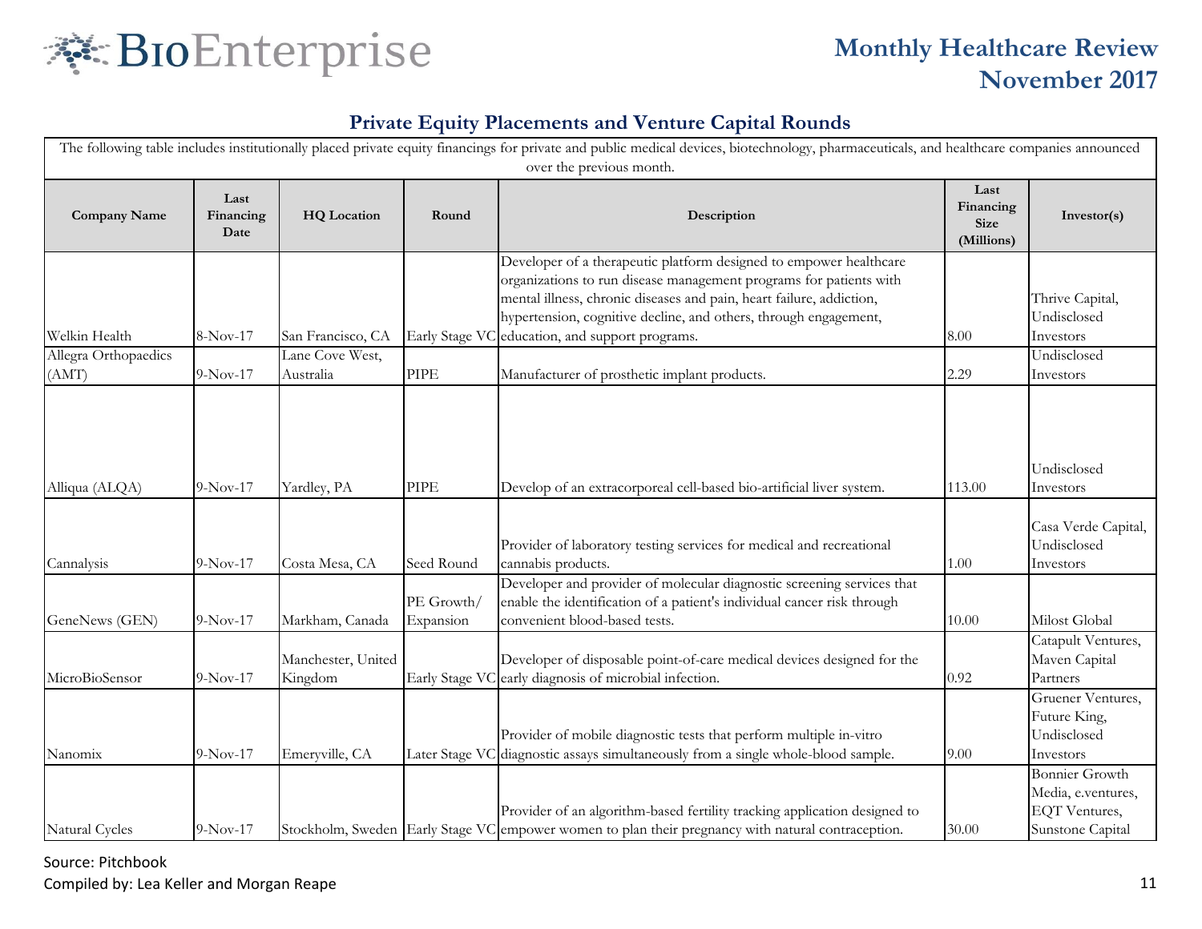# Monthly Healthcare Review November 2017

## Private Equity Placements and Venture Capital Rounds

The following table includes institutionally placed private equity financings for private and public medical devices, biotechnology, pharmaceuticals, and healthcare companies announced over the previous month.

| Company Name | Last Financing Date | HQ Location | Round | Description | Last Financing Size (Millions) | Investor(s) |
|---|---|---|---|---|---|---|
| Welkin Health | 8-Nov-17 | San Francisco, CA | Early Stage VC | Developer of a therapeutic platform designed to empower healthcare organizations to run disease management programs for patients with mental illness, chronic diseases and pain, heart failure, addiction, hypertension, cognitive decline, and others, through engagement, education, and support programs. | 8.00 | Thrive Capital, Undisclosed Investors |
| Allegra Orthopaedics (AMT) | 9-Nov-17 | Lane Cove West, Australia | PIPE | Manufacturer of prosthetic implant products. | 2.29 | Undisclosed Investors |
| Alliqua (ALQA) | 9-Nov-17 | Yardley, PA | PIPE | Develop of an extracorporeal cell-based bio-artificial liver system. | 113.00 | Undisclosed Investors |
| Cannalysis | 9-Nov-17 | Costa Mesa, CA | Seed Round | Provider of laboratory testing services for medical and recreational cannabis products. | 1.00 | Casa Verde Capital, Undisclosed Investors |
| GeneNews (GEN) | 9-Nov-17 | Markham, Canada | PE Growth/ Expansion | Developer and provider of molecular diagnostic screening services that enable the identification of a patient's individual cancer risk through convenient blood-based tests. | 10.00 | Milost Global |
| MicroBioSensor | 9-Nov-17 | Manchester, United Kingdom | Early Stage VC | Developer of disposable point-of-care medical devices designed for the early diagnosis of microbial infection. | 0.92 | Catapult Ventures, Maven Capital Partners |
| Nanomix | 9-Nov-17 | Emeryville, CA | Later Stage VC | Provider of mobile diagnostic tests that perform multiple in-vitro diagnostic assays simultaneously from a single whole-blood sample. | 9.00 | Gruener Ventures, Future King, Undisclosed Investors |
| Natural Cycles | 9-Nov-17 | Stockholm, Sweden | Early Stage VC | Provider of an algorithm-based fertility tracking application designed to empower women to plan their pregnancy with natural contraception. | 30.00 | Bonnier Growth Media, e.ventures, EQT Ventures, Sunstone Capital |

Source: Pitchbook

Compiled by: Lea Keller and Morgan Reape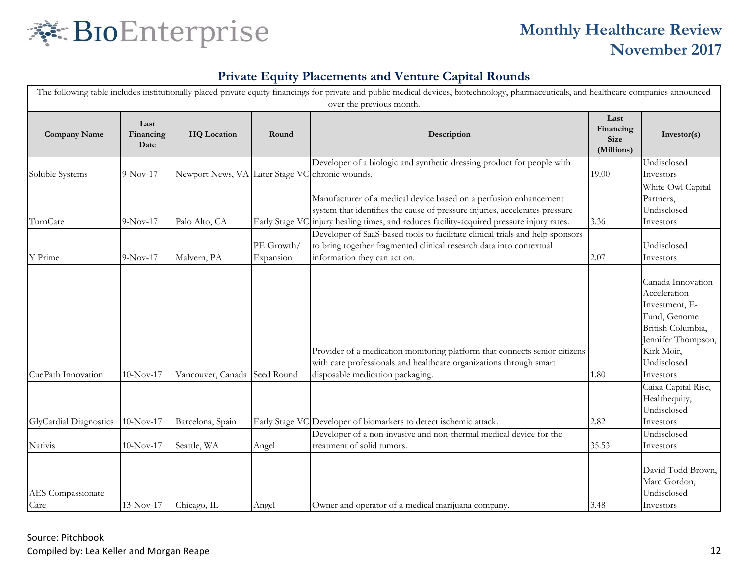## Private Equity Placements and Venture Capital Rounds

The following table includes institutionally placed private equity financings for private and public medical devices, biotechnology, pharmaceuticals, and healthcare companies announced over the previous month.

| Company Name | Last Financing Date | HQ Location | Round | Description | Last Financing Size (Millions) | Investor(s) |
|---|---|---|---|---|---|---|
| Soluble Systems | 9-Nov-17 | Newport News, VA | Later Stage VC | Developer of a biologic and synthetic dressing product for people with chronic wounds. | 19.00 | Undisclosed Investors |
| TurnCare | 9-Nov-17 | Palo Alto, CA | Early Stage VC | Manufacturer of a medical device based on a perfusion enhancement system that identifies the cause of pressure injuries, accelerates pressure injury healing times, and reduces facility-acquired pressure injury rates. | 3.36 | White Owl Capital Partners, Undisclosed Investors |
| Y Prime | 9-Nov-17 | Malvern, PA | PE Growth/ Expansion | Developer of SaaS-based tools to facilitate clinical trials and help sponsors to bring together fragmented clinical research data into contextual information they can act on. | 2.07 | Undisclosed Investors |
| CuePath Innovation | 10-Nov-17 | Vancouver, Canada | Seed Round | Provider of a medication monitoring platform that connects senior citizens with care professionals and healthcare organizations through smart disposable medication packaging. | 1.80 | Canada Innovation Acceleration Investment, E-Fund, Genome British Columbia, Jennifer Thompson, Kirk Moir, Undisclosed Investors |
| GlyCardial Diagnostics | 10-Nov-17 | Barcelona, Spain | Early Stage VC | Developer of biomarkers to detect ischemic attack. | 2.82 | Caixa Capital Risc, Healthequity, Undisclosed Investors |
| Nativis | 10-Nov-17 | Seattle, WA | Angel | Developer of a non-invasive and non-thermal medical device for the treatment of solid tumors. | 35.53 | Undisclosed Investors |
| AES Compassionate Care | 13-Nov-17 | Chicago, IL | Angel | Owner and operator of a medical marijuana company. | 3.48 | David Todd Brown, Marc Gordon, Undisclosed Investors |

Source: Pitchbook

Compiled by: Lea Keller and Morgan Reape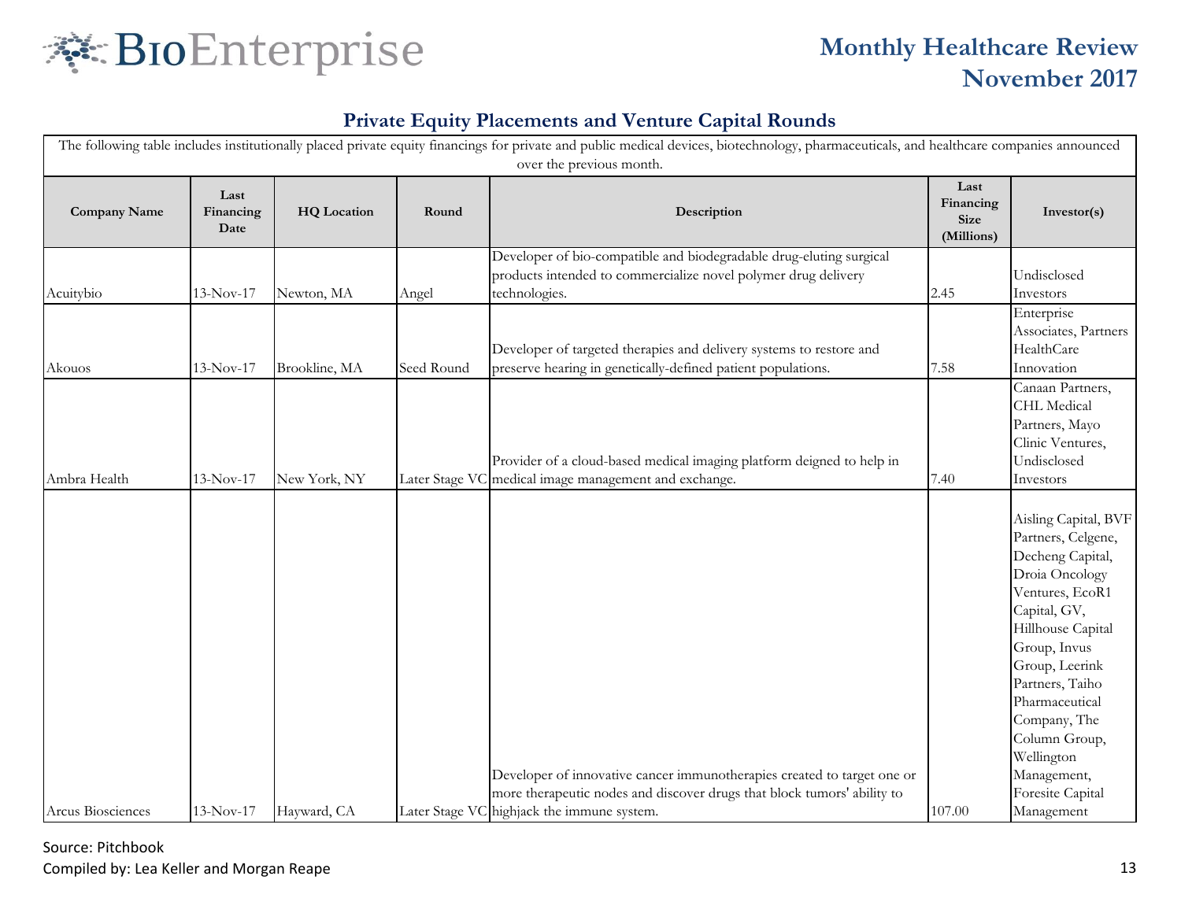## Private Equity Placements and Venture Capital Rounds

The following table includes institutionally placed private equity financings for private and public medical devices, biotechnology, pharmaceuticals, and healthcare companies announced over the previous month.

| Company Name | Last Financing Date | HQ Location | Round | Description | Last Financing Size (Millions) | Investor(s) |
|---|---|---|---|---|---|---|
| Acuitybio | 13-Nov-17 | Newton, MA | Angel | Developer of bio-compatible and biodegradable drug-eluting surgical products intended to commercialize novel polymer drug delivery technologies. | 2.45 | Undisclosed Investors |
| Akouos | 13-Nov-17 | Brookline, MA | Seed Round | Developer of targeted therapies and delivery systems to restore and preserve hearing in genetically-defined patient populations. | 7.58 | Enterprise Associates, Partners HealthCare Innovation |
| Ambra Health | 13-Nov-17 | New York, NY | Later Stage VC | Provider of a cloud-based medical imaging platform deigned to help in medical image management and exchange. | 7.40 | Canaan Partners, CHL Medical Partners, Mayo Clinic Ventures, Undisclosed Investors |
| Arcus Biosciences | 13-Nov-17 | Hayward, CA | Later Stage VC | Developer of innovative cancer immunotherapies created to target one or more therapeutic nodes and discover drugs that block tumors' ability to highjack the immune system. | 107.00 | Aisling Capital, BVF Partners, Celgene, Decheng Capital, Droia Oncology Ventures, EcoR1 Capital, GV, Hillhouse Capital Group, Invus Group, Leerink Partners, Taiho Pharmaceutical Company, The Column Group, Wellington Management, Foresite Capital Management |

Source: Pitchbook

Compiled by: Lea Keller and Morgan Reape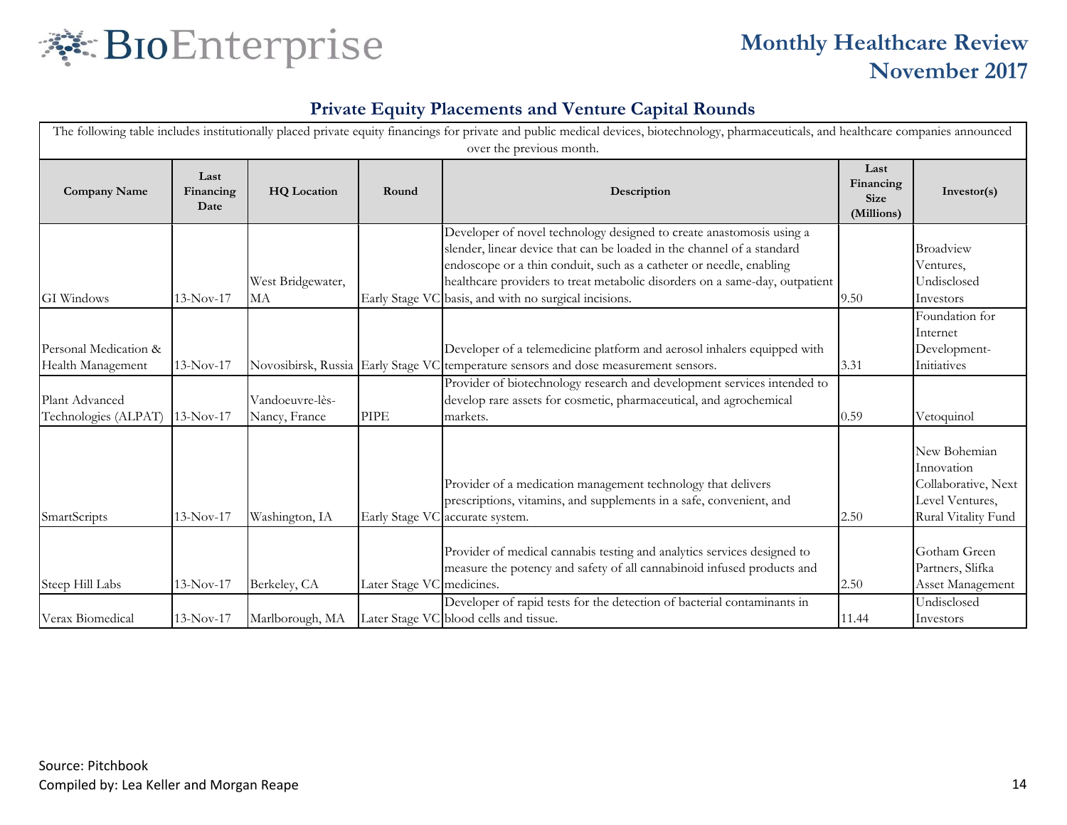## Private Equity Placements and Venture Capital Rounds

The following table includes institutionally placed private equity financings for private and public medical devices, biotechnology, pharmaceuticals, and healthcare companies announced over the previous month.

| Company Name | Last Financing Date | HQ Location | Round | Description | Last Financing Size (Millions) | Investor(s) |
|---|---|---|---|---|---|---|
| GI Windows | 13-Nov-17 | West Bridgewater, MA | Early Stage VC | Developer of novel technology designed to create anastomosis using a slender, linear device that can be loaded in the channel of a standard endoscope or a thin conduit, such as a catheter or needle, enabling healthcare providers to treat metabolic disorders on a same-day, outpatient basis, and with no surgical incisions. | 9.50 | Broadview Ventures, Undisclosed Investors |
| Personal Medication & Health Management | 13-Nov-17 | Novosibirsk, Russia | Early Stage VC | Developer of a telemedicine platform and aerosol inhalers equipped with temperature sensors and dose measurement sensors. | 3.31 | Foundation for Internet Development-Initiatives |
| Plant Advanced Technologies (ALPAT) | 13-Nov-17 | Vandoeuvre-lès-Nancy, France | PIPE | Provider of biotechnology research and development services intended to develop rare assets for cosmetic, pharmaceutical, and agrochemical markets. | 0.59 | Vetoquinol |
| SmartScripts | 13-Nov-17 | Washington, IA | Early Stage VC | Provider of a medication management technology that delivers prescriptions, vitamins, and supplements in a safe, convenient, and accurate system. | 2.50 | New Bohemian Innovation Collaborative, Next Level Ventures, Rural Vitality Fund |
| Steep Hill Labs | 13-Nov-17 | Berkeley, CA | Later Stage VC | Provider of medical cannabis testing and analytics services designed to measure the potency and safety of all cannabinoid infused products and medicines. | 2.50 | Gotham Green Partners, Slifka Asset Management |
| Verax Biomedical | 13-Nov-17 | Marlborough, MA | Later Stage VC | Developer of rapid tests for the detection of bacterial contaminants in blood cells and tissue. | 11.44 | Undisclosed Investors |

Source: Pitchbook

Compiled by: Lea Keller and Morgan Reape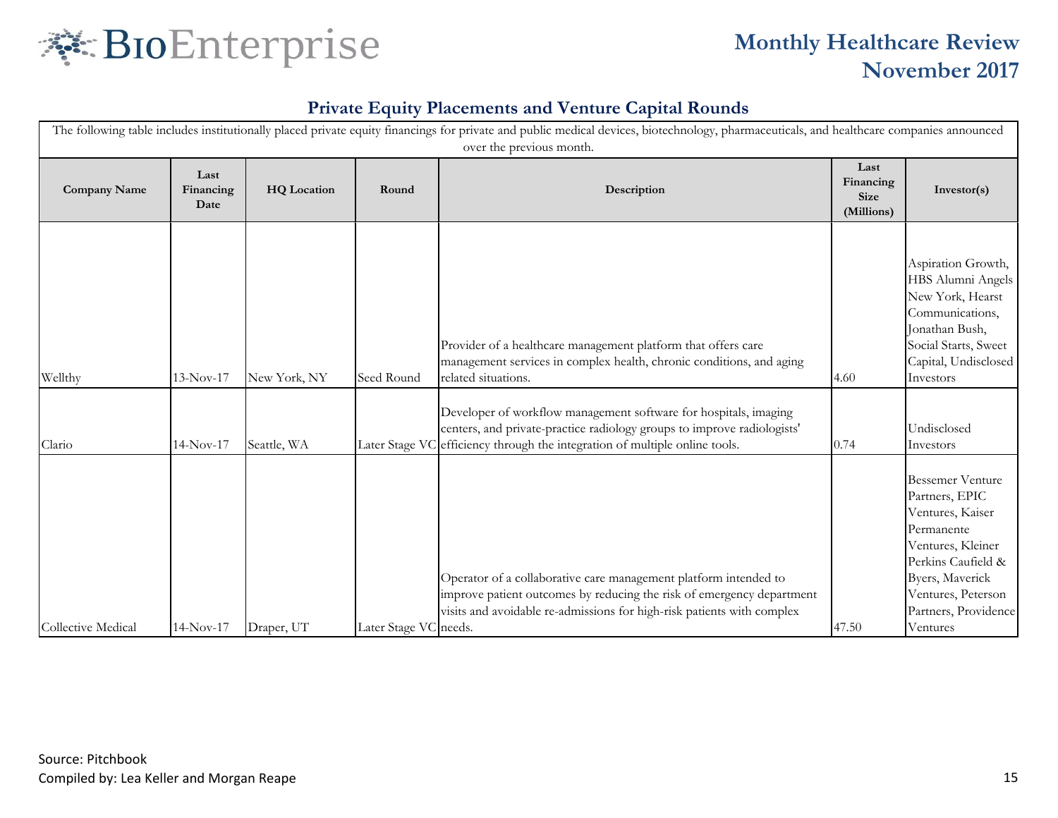## Private Equity Placements and Venture Capital Rounds

The following table includes institutionally placed private equity financings for private and public medical devices, biotechnology, pharmaceuticals, and healthcare companies announced over the previous month.

| Company Name | Last Financing Date | HQ Location | Round | Description | Last Financing Size (Millions) | Investor(s) |
|---|---|---|---|---|---|---|
| Wellthy | 13-Nov-17 | New York, NY | Seed Round | Provider of a healthcare management platform that offers care management services in complex health, chronic conditions, and aging related situations. | 4.60 | Aspiration Growth, HBS Alumni Angels New York, Hearst Communications, Jonathan Bush, Social Starts, Sweet Capital, Undisclosed Investors |
| Clario | 14-Nov-17 | Seattle, WA | Later Stage VC | Developer of workflow management software for hospitals, imaging centers, and private-practice radiology groups to improve radiologists' efficiency through the integration of multiple online tools. | 0.74 | Undisclosed Investors |
| Collective Medical | 14-Nov-17 | Draper, UT | Later Stage VC | Operator of a collaborative care management platform intended to improve patient outcomes by reducing the risk of emergency department visits and avoidable re-admissions for high-risk patients with complex needs. | 47.50 | Bessemer Venture Partners, EPIC Ventures, Kaiser Permanente Ventures, Kleiner Perkins Caufield & Byers, Maverick Ventures, Peterson Partners, Providence Ventures |

Source: Pitchbook

Compiled by: Lea Keller and Morgan Reape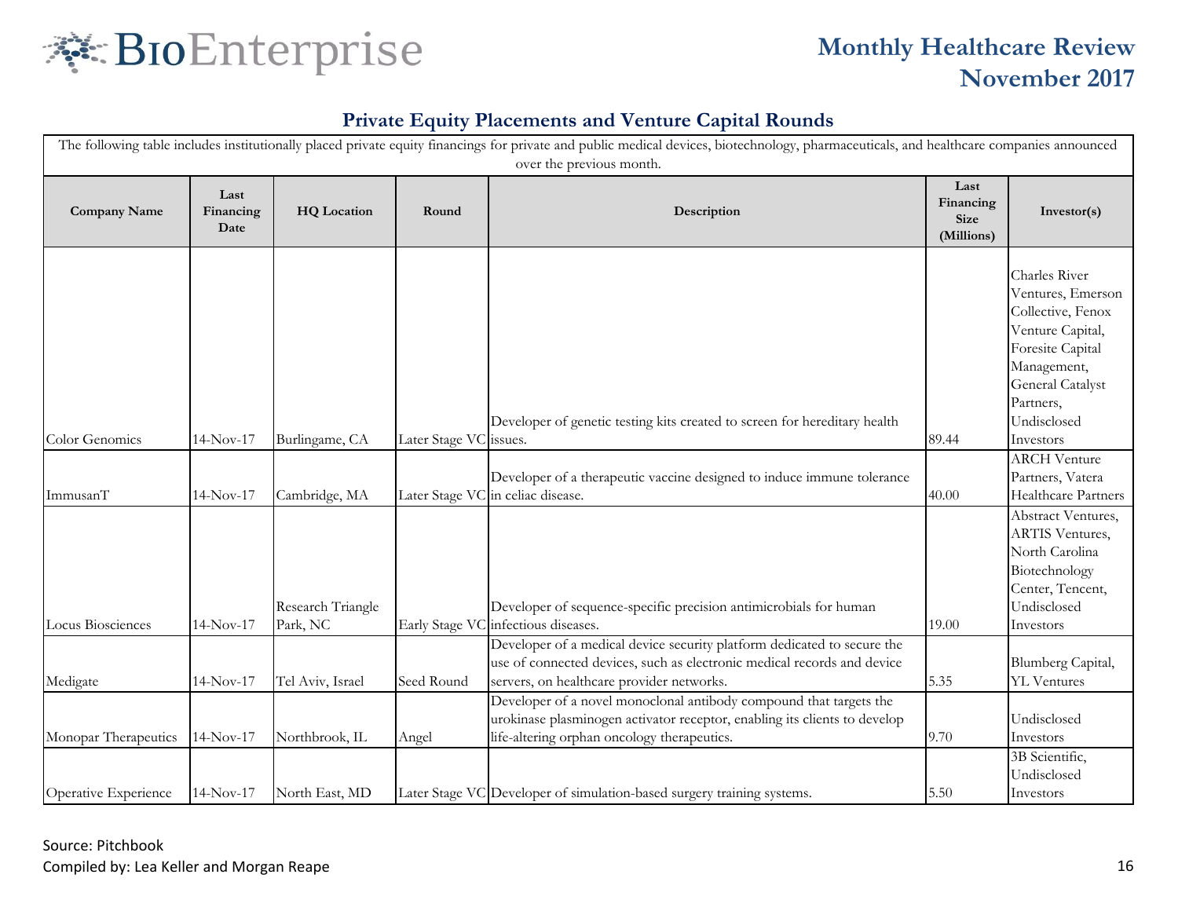## Private Equity Placements and Venture Capital Rounds

The following table includes institutionally placed private equity financings for private and public medical devices, biotechnology, pharmaceuticals, and healthcare companies announced over the previous month.

| Company Name | Last Financing Date | HQ Location | Round | Description | Last Financing Size (Millions) | Investor(s) |
|---|---|---|---|---|---|---|
| Color Genomics | 14-Nov-17 | Burlingame, CA | Later Stage VC | Developer of genetic testing kits created to screen for hereditary health issues. | 89.44 | Charles River Ventures, Emerson Collective, Fenox Venture Capital, Foresite Capital Management, General Catalyst Partners, Undisclosed Investors |
| ImmusanT | 14-Nov-17 | Cambridge, MA | Later Stage VC | Developer of a therapeutic vaccine designed to induce immune tolerance in celiac disease. | 40.00 | ARCH Venture Partners, Vatera Healthcare Partners |
| Locus Biosciences | 14-Nov-17 | Research Triangle Park, NC | Early Stage VC | Developer of sequence-specific precision antimicrobials for human infectious diseases. | 19.00 | Abstract Ventures, ARTIS Ventures, North Carolina Biotechnology Center, Tencent, Undisclosed Investors |
| Medigate | 14-Nov-17 | Tel Aviv, Israel | Seed Round | Developer of a medical device security platform dedicated to secure the use of connected devices, such as electronic medical records and device servers, on healthcare provider networks. | 5.35 | Blumberg Capital, YL Ventures |
| Monopar Therapeutics | 14-Nov-17 | Northbrook, IL | Angel | Developer of a novel monoclonal antibody compound that targets the urokinase plasminogen activator receptor, enabling its clients to develop life-altering orphan oncology therapeutics. | 9.70 | Undisclosed Investors |
| Operative Experience | 14-Nov-17 | North East, MD | Later Stage VC | Developer of simulation-based surgery training systems. | 5.50 | 3B Scientific, Undisclosed Investors |

Source: Pitchbook

Compiled by: Lea Keller and Morgan Reape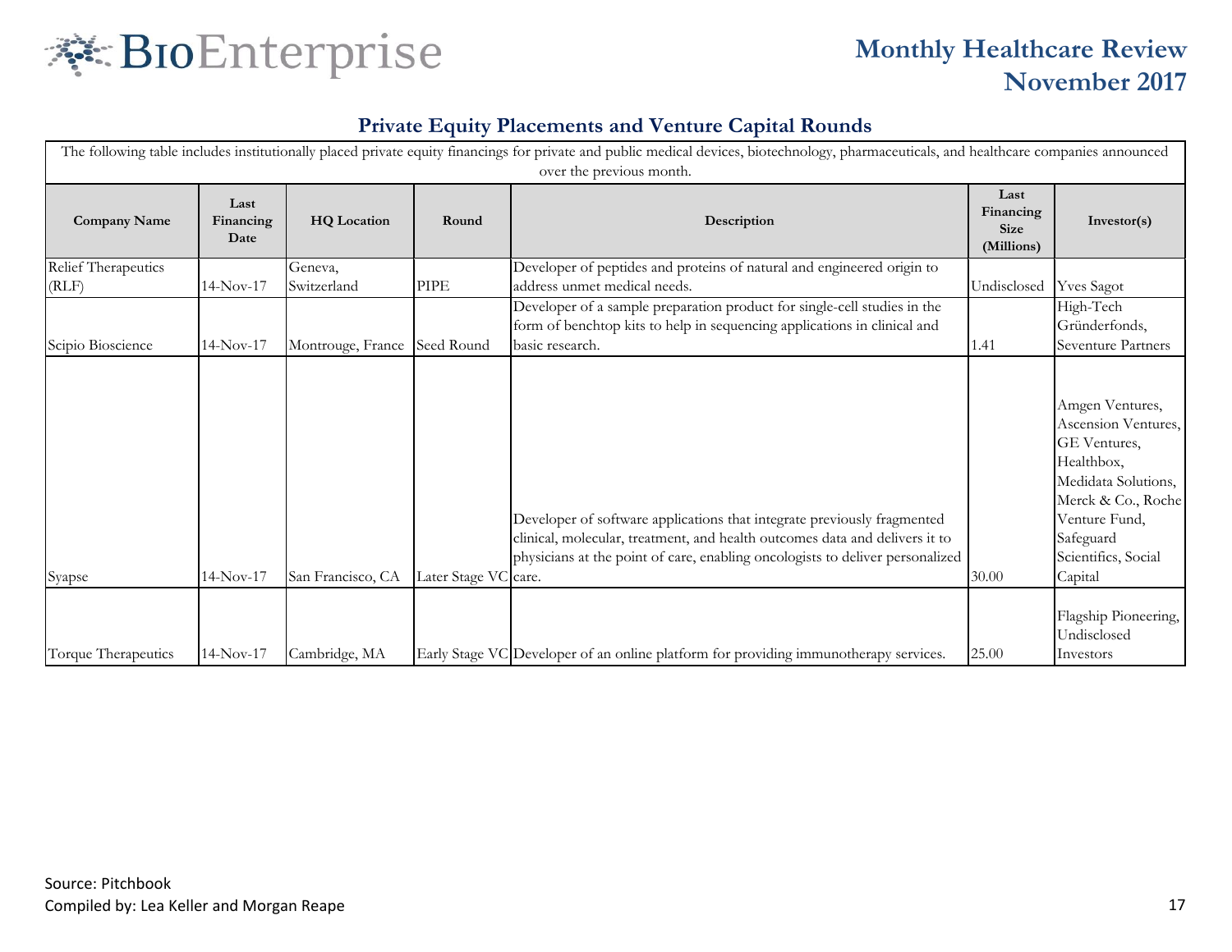## Private Equity Placements and Venture Capital Rounds

The following table includes institutionally placed private equity financings for private and public medical devices, biotechnology, pharmaceuticals, and healthcare companies announced over the previous month.

| Company Name | Last Financing Date | HQ Location | Round | Description | Last Financing Size (Millions) | Investor(s) |
|---|---|---|---|---|---|---|
| Relief Therapeutics (RLF) | 14-Nov-17 | Geneva, Switzerland | PIPE | Developer of peptides and proteins of natural and engineered origin to address unmet medical needs. | Undisclosed | Yves Sagot |
| Scipio Bioscience | 14-Nov-17 | Montrouge, France | Seed Round | Developer of a sample preparation product for single-cell studies in the form of benchtop kits to help in sequencing applications in clinical and basic research. | 1.41 | High-Tech Gründerfonds, Seventure Partners |
| Syapse | 14-Nov-17 | San Francisco, CA | Later Stage VC | Developer of software applications that integrate previously fragmented clinical, molecular, treatment, and health outcomes data and delivers it to physicians at the point of care, enabling oncologists to deliver personalized care. | 30.00 | Amgen Ventures, Ascension Ventures, GE Ventures, Healthbox, Medidata Solutions, Merck & Co., Roche Venture Fund, Safeguard Scientifics, Social Capital |
| Torque Therapeutics | 14-Nov-17 | Cambridge, MA | Early Stage VC | Developer of an online platform for providing immunotherapy services. | 25.00 | Flagship Pioneering, Undisclosed Investors |

Source: Pitchbook

Compiled by: Lea Keller and Morgan Reape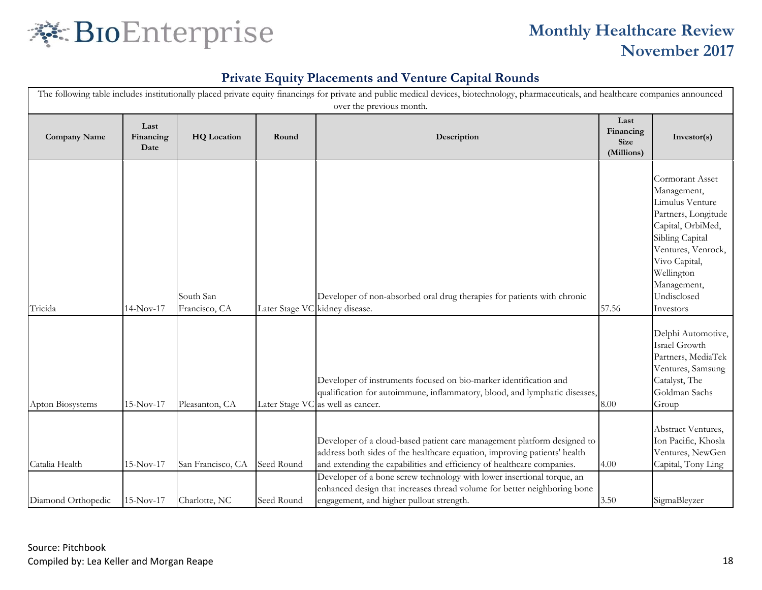## Private Equity Placements and Venture Capital Rounds

The following table includes institutionally placed private equity financings for private and public medical devices, biotechnology, pharmaceuticals, and healthcare companies announced over the previous month.

| Company Name | Last Financing Date | HQ Location | Round | Description | Last Financing Size (Millions) | Investor(s) |
|---|---|---|---|---|---|---|
| Tricida | 14-Nov-17 | South San Francisco, CA | Later Stage VC | Developer of non-absorbed oral drug therapies for patients with chronic kidney disease. | 57.56 | Cormorant Asset Management, Limulus Venture Partners, Longitude Capital, OrbiMed, Sibling Capital Ventures, Venrock, Vivo Capital, Wellington Management, Undisclosed Investors |
| Apton Biosystems | 15-Nov-17 | Pleasanton, CA | Later Stage VC | Developer of instruments focused on bio-marker identification and qualification for autoimmune, inflammatory, blood, and lymphatic diseases, as well as cancer. | 8.00 | Delphi Automotive, Israel Growth Partners, MediaTek Ventures, Samsung Catalyst, The Goldman Sachs Group |
| Catalia Health | 15-Nov-17 | San Francisco, CA | Seed Round | Developer of a cloud-based patient care management platform designed to address both sides of the healthcare equation, improving patients' health and extending the capabilities and efficiency of healthcare companies. | 4.00 | Abstract Ventures, Ion Pacific, Khosla Ventures, NewGen Capital, Tony Ling |
| Diamond Orthopedic | 15-Nov-17 | Charlotte, NC | Seed Round | Developer of a bone screw technology with lower insertional torque, an enhanced design that increases thread volume for better neighboring bone engagement, and higher pullout strength. | 3.50 | SigmaBleyzer |

Source: Pitchbook

Compiled by: Lea Keller and Morgan Reape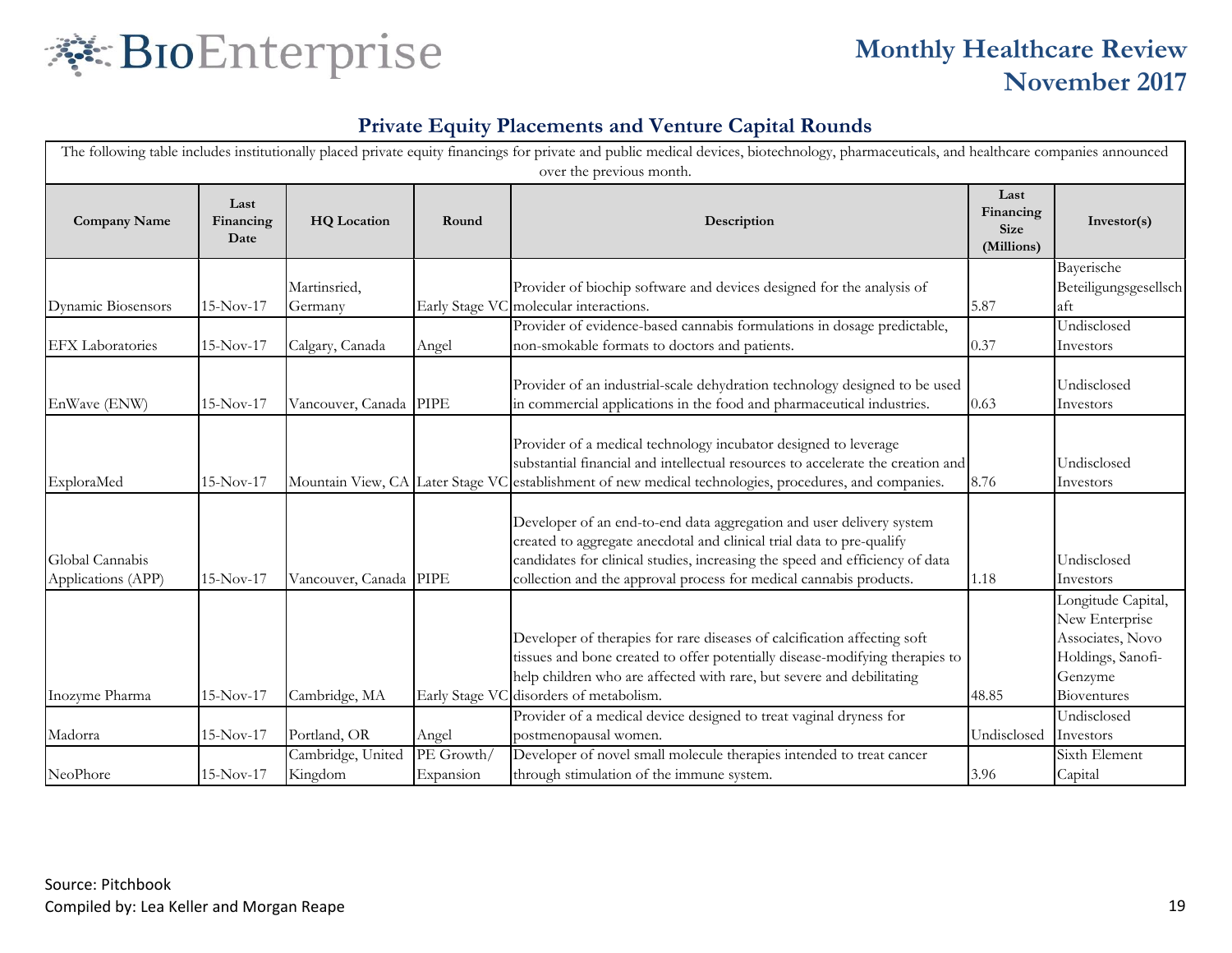# BioEnterprise

## Monthly Healthcare Review
## November 2017

### Private Equity Placements and Venture Capital Rounds

The following table includes institutionally placed private equity financings for private and public medical devices, biotechnology, pharmaceuticals, and healthcare companies announced over the previous month.

| Company Name | Last Financing Date | HQ Location | Round | Description | Last Financing Size (Millions) | Investor(s) |
|---|---|---|---|---|---|---|
| Dynamic Biosensors | 15-Nov-17 | Martinsried, Germany | Early Stage VC | Provider of biochip software and devices designed for the analysis of molecular interactions. | 5.87 | Bayerische Beteiligungsgesellschaft |
| EFX Laboratories | 15-Nov-17 | Calgary, Canada | Angel | Provider of evidence-based cannabis formulations in dosage predictable, non-smokable formats to doctors and patients. | 0.37 | Undisclosed Investors |
| EnWave (ENW) | 15-Nov-17 | Vancouver, Canada | PIPE | Provider of an industrial-scale dehydration technology designed to be used in commercial applications in the food and pharmaceutical industries. | 0.63 | Undisclosed Investors |
| ExploraMed | 15-Nov-17 | Mountain View, CA | Later Stage VC | Provider of a medical technology incubator designed to leverage substantial financial and intellectual resources to accelerate the creation and establishment of new medical technologies, procedures, and companies. | 8.76 | Undisclosed Investors |
| Global Cannabis Applications (APP) | 15-Nov-17 | Vancouver, Canada | PIPE | Developer of an end-to-end data aggregation and user delivery system created to aggregate anecdotal and clinical trial data to pre-qualify candidates for clinical studies, increasing the speed and efficiency of data collection and the approval process for medical cannabis products. | 1.18 | Undisclosed Investors |
| Inozyme Pharma | 15-Nov-17 | Cambridge, MA | Early Stage VC | Developer of therapies for rare diseases of calcification affecting soft tissues and bone created to offer potentially disease-modifying therapies to help children who are affected with rare, but severe and debilitating disorders of metabolism. | 48.85 | Longitude Capital, New Enterprise Associates, Novo Holdings, Sanofi-Genzyme Bioventures |
| Madorra | 15-Nov-17 | Portland, OR | Angel | Provider of a medical device designed to treat vaginal dryness for postmenopausal women. | Undisclosed | Undisclosed Investors |
| NeoPhore | 15-Nov-17 | Cambridge, United Kingdom | PE Growth/ Expansion | Developer of novel small molecule therapies intended to treat cancer through stimulation of the immune system. | 3.96 | Sixth Element Capital |

Source: Pitchbook
Compiled by: Lea Keller and Morgan Reape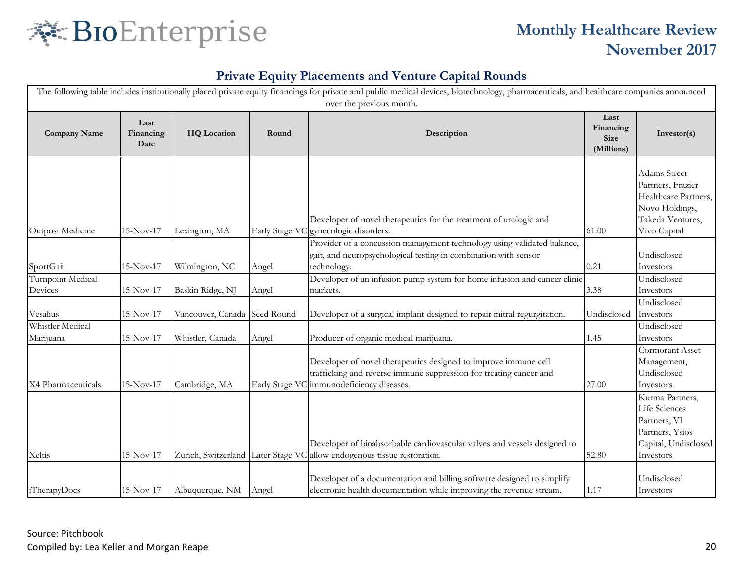## Private Equity Placements and Venture Capital Rounds

The following table includes institutionally placed private equity financings for private and public medical devices, biotechnology, pharmaceuticals, and healthcare companies announced over the previous month.

| Company Name | Last Financing Date | HQ Location | Round | Description | Last Financing Size (Millions) | Investor(s) |
|---|---|---|---|---|---|---|
| Outpost Medicine | 15-Nov-17 | Lexington, MA | Early Stage VC | Developer of novel therapeutics for the treatment of urologic and gynecologic disorders. | 61.00 | Adams Street Partners, Frazier Healthcare Partners, Novo Holdings, Takeda Ventures, Vivo Capital |
| SportGait | 15-Nov-17 | Wilmington, NC | Angel | Provider of a concussion management technology using validated balance, gait, and neuropsychological testing in combination with sensor technology. | 0.21 | Undisclosed Investors |
| Turnpoint Medical Devices | 15-Nov-17 | Baskin Ridge, NJ | Angel | Developer of an infusion pump system for home infusion and cancer clinic markets. | 3.38 | Undisclosed Investors |
| Vesalius | 15-Nov-17 | Vancouver, Canada | Seed Round | Developer of a surgical implant designed to repair mitral regurgitation. | Undisclosed | Undisclosed Investors |
| Whistler Medical Marijuana | 15-Nov-17 | Whistler, Canada | Angel | Producer of organic medical marijuana. | 1.45 | Undisclosed Investors |
| X4 Pharmaceuticals | 15-Nov-17 | Cambridge, MA | Early Stage VC | Developer of novel therapeutics designed to improve immune cell trafficking and reverse immune suppression for treating cancer and immunodeficiency diseases. | 27.00 | Cormorant Asset Management, Undisclosed Investors |
| Xeltis | 15-Nov-17 | Zurich, Switzerland | Later Stage VC | Developer of bioabsorbable cardiovascular valves and vessels designed to allow endogenous tissue restoration. | 52.80 | Kurma Partners, Life Sciences Partners, VI Partners, Ysios Capital, Undisclosed Investors |
| iTherapyDocs | 15-Nov-17 | Albuquerque, NM | Angel | Developer of a documentation and billing software designed to simplify electronic health documentation while improving the revenue stream. | 1.17 | Undisclosed Investors |

Source: Pitchbook

Compiled by: Lea Keller and Morgan Reape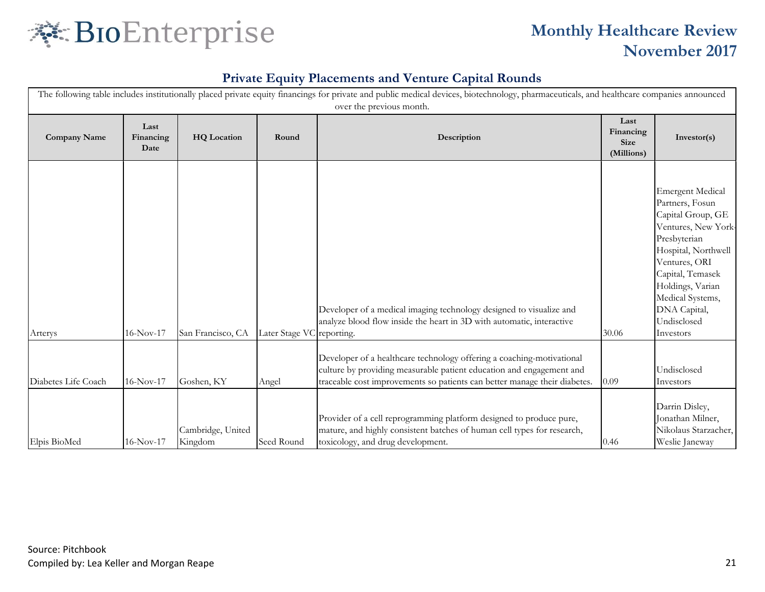## Private Equity Placements and Venture Capital Rounds

The following table includes institutionally placed private equity financings for private and public medical devices, biotechnology, pharmaceuticals, and healthcare companies announced over the previous month.

| Company Name | Last Financing Date | HQ Location | Round | Description | Last Financing Size (Millions) | Investor(s) |
|---|---|---|---|---|---|---|
| Arterys | 16-Nov-17 | San Francisco, CA | Later Stage VC | Developer of a medical imaging technology designed to visualize and analyze blood flow inside the heart in 3D with automatic, interactive reporting. | 30.06 | Emergent Medical Partners, Fosun Capital Group, GE Ventures, New York-Presbyterian Hospital, Northwell Ventures, ORI Capital, Temasek Holdings, Varian Medical Systems, DNA Capital, Undisclosed Investors |
| Diabetes Life Coach | 16-Nov-17 | Goshen, KY | Angel | Developer of a healthcare technology offering a coaching-motivational culture by providing measurable patient education and engagement and traceable cost improvements so patients can better manage their diabetes. | 0.09 | Undisclosed Investors |
| Elpis BioMed | 16-Nov-17 | Cambridge, United Kingdom | Seed Round | Provider of a cell reprogramming platform designed to produce pure, mature, and highly consistent batches of human cell types for research, toxicology, and drug development. | 0.46 | Darrin Disley, Jonathan Milner, Nikolaus Starzacher, Weslie Janeway |

Source: Pitchbook

Compiled by: Lea Keller and Morgan Reape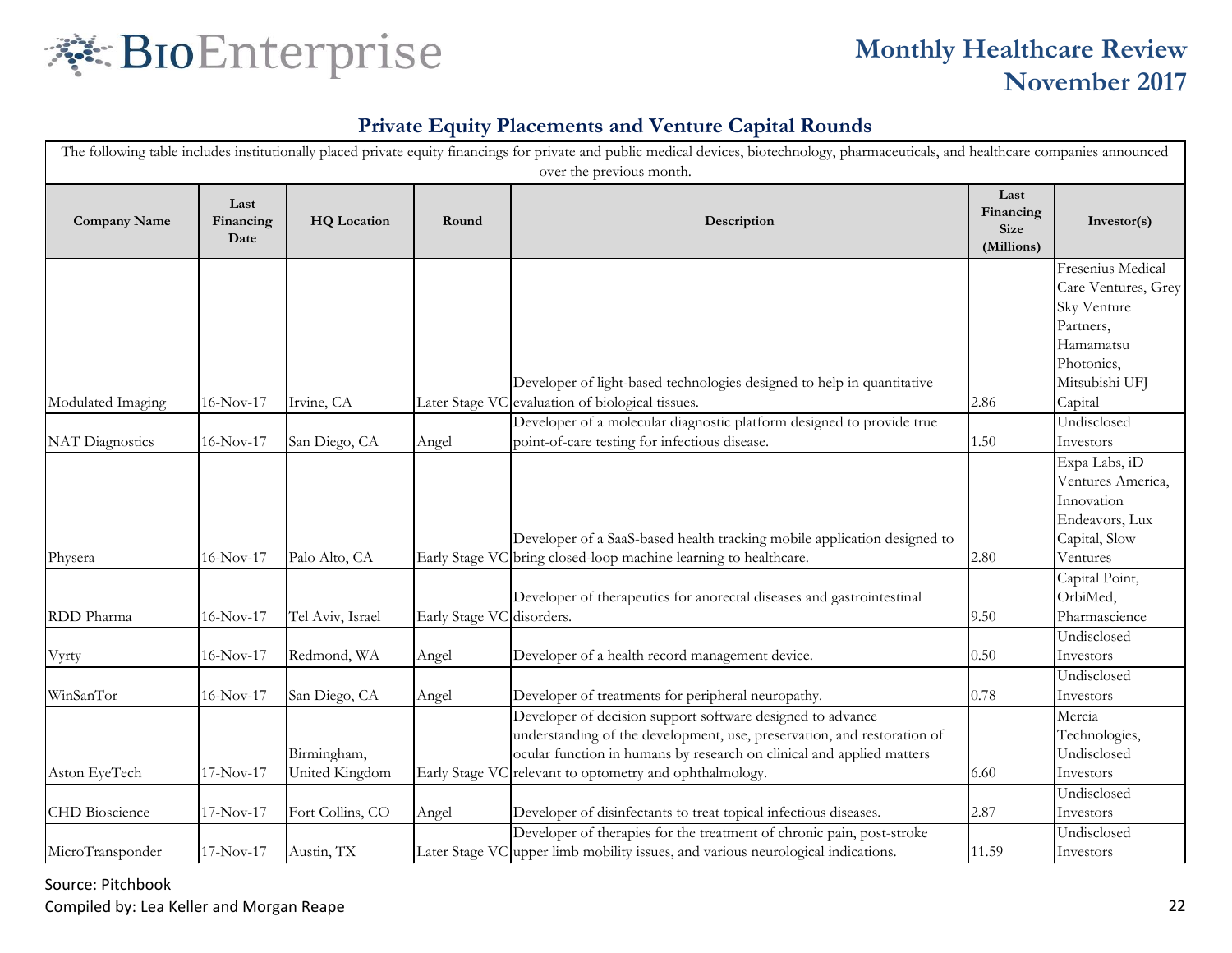## Private Equity Placements and Venture Capital Rounds

The following table includes institutionally placed private equity financings for private and public medical devices, biotechnology, pharmaceuticals, and healthcare companies announced over the previous month.

| Company Name | Last Financing Date | HQ Location | Round | Description | Last Financing Size (Millions) | Investor(s) |
|---|---|---|---|---|---|---|
| Modulated Imaging | 16-Nov-17 | Irvine, CA | Later Stage VC | Developer of light-based technologies designed to help in quantitative evaluation of biological tissues. | 2.86 | Fresenius Medical Care Ventures, Grey Sky Venture Partners, Hamamatsu Photonics, Mitsubishi UFJ Capital |
| NAT Diagnostics | 16-Nov-17 | San Diego, CA | Angel | Developer of a molecular diagnostic platform designed to provide true point-of-care testing for infectious disease. | 1.50 | Undisclosed Investors |
| Physera | 16-Nov-17 | Palo Alto, CA | Early Stage VC | Developer of a SaaS-based health tracking mobile application designed to bring closed-loop machine learning to healthcare. | 2.80 | Expa Labs, iD Ventures America, Innovation Endeavors, Lux Capital, Slow Ventures |
| RDD Pharma | 16-Nov-17 | Tel Aviv, Israel | Early Stage VC | Developer of therapeutics for anorectal diseases and gastrointestinal disorders. | 9.50 | Capital Point, OrbiMed, Pharmascience |
| Vyrty | 16-Nov-17 | Redmond, WA | Angel | Developer of a health record management device. | 0.50 | Undisclosed Investors |
| WinSanTor | 16-Nov-17 | San Diego, CA | Angel | Developer of treatments for peripheral neuropathy. | 0.78 | Undisclosed Investors |
| Aston EyeTech | 17-Nov-17 | Birmingham, United Kingdom | Early Stage VC | Developer of decision support software designed to advance understanding of the development, use, preservation, and restoration of ocular function in humans by research on clinical and applied matters relevant to optometry and ophthalmology. | 6.60 | Mercia Technologies, Undisclosed Investors |
| CHD Bioscience | 17-Nov-17 | Fort Collins, CO | Angel | Developer of disinfectants to treat topical infectious diseases. | 2.87 | Undisclosed Investors |
| MicroTransponder | 17-Nov-17 | Austin, TX | Later Stage VC | Developer of therapies for the treatment of chronic pain, post-stroke upper limb mobility issues, and various neurological indications. | 11.59 | Undisclosed Investors |

Source: Pitchbook

Compiled by: Lea Keller and Morgan Reape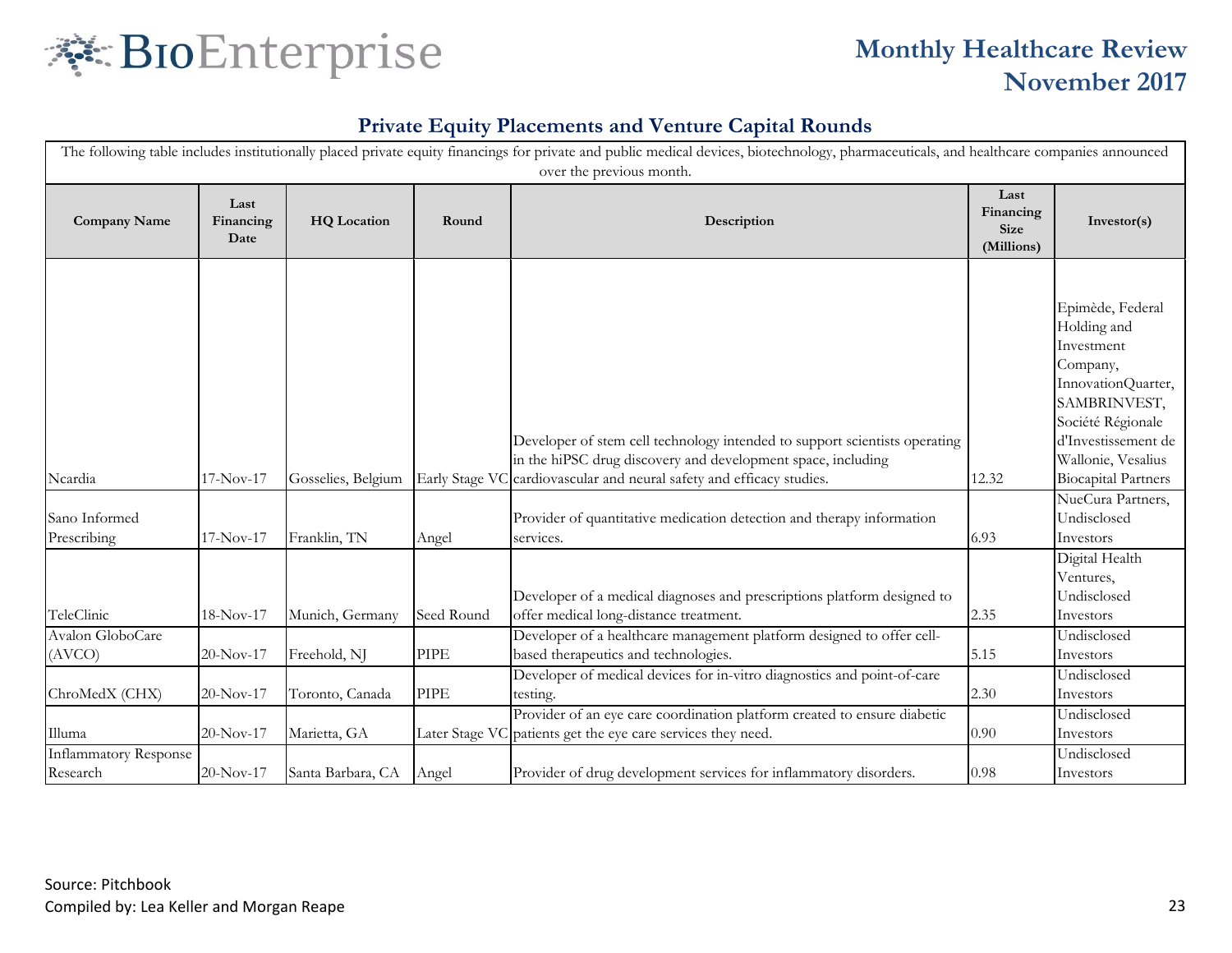## Private Equity Placements and Venture Capital Rounds

The following table includes institutionally placed private equity financings for private and public medical devices, biotechnology, pharmaceuticals, and healthcare companies announced over the previous month.

| Company Name | Last Financing Date | HQ Location | Round | Description | Last Financing Size (Millions) | Investor(s) |
|---|---|---|---|---|---|---|
| Ncardia | 17-Nov-17 | Gosselies, Belgium | Early Stage VC | Developer of stem cell technology intended to support scientists operating in the hiPSC drug discovery and development space, including cardiovascular and neural safety and efficacy studies. | 12.32 | Epimède, Federal Holding and Investment Company, InnovationQuarter, SAMBRINVEST, Société Régionale d'Investissement de Wallonie, Vesalius Biocapital Partners |
| Sano Informed Prescribing | 17-Nov-17 | Franklin, TN | Angel | Provider of quantitative medication detection and therapy information services. | 6.93 | NueCura Partners, Undisclosed Investors |
| TeleClinic | 18-Nov-17 | Munich, Germany | Seed Round | Developer of a medical diagnoses and prescriptions platform designed to offer medical long-distance treatment. | 2.35 | Digital Health Ventures, Undisclosed Investors |
| Avalon GloboCare (AVCO) | 20-Nov-17 | Freehold, NJ | PIPE | Developer of a healthcare management platform designed to offer cell-based therapeutics and technologies. | 5.15 | Undisclosed Investors |
| ChroMedX (CHX) | 20-Nov-17 | Toronto, Canada | PIPE | Developer of medical devices for in-vitro diagnostics and point-of-care testing. | 2.30 | Undisclosed Investors |
| Illuma | 20-Nov-17 | Marietta, GA | Later Stage VC | Provider of an eye care coordination platform created to ensure diabetic patients get the eye care services they need. | 0.90 | Undisclosed Investors |
| Inflammatory Response Research | 20-Nov-17 | Santa Barbara, CA | Angel | Provider of drug development services for inflammatory disorders. | 0.98 | Undisclosed Investors |

Source: Pitchbook

Compiled by: Lea Keller and Morgan Reape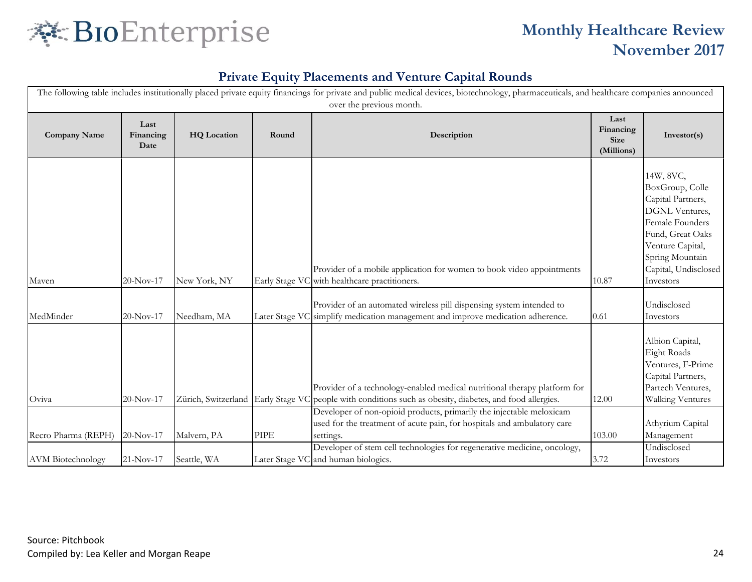BioEnterprise

**Monthly Healthcare Review**
**November 2017**

## Private Equity Placements and Venture Capital Rounds

The following table includes institutionally placed private equity financings for private and public medical devices, biotechnology, pharmaceuticals, and healthcare companies announced over the previous month.

| Company Name | Last Financing Date | HQ Location | Round | Description | Last Financing Size (Millions) | Investor(s) |
|---|---|---|---|---|---|---|
| Maven | 20-Nov-17 | New York, NY | Early Stage VC | Provider of a mobile application for women to book video appointments with healthcare practitioners. | 10.87 | 14W, 8VC, BoxGroup, Colle Capital Partners, DGNL Ventures, Female Founders Fund, Great Oaks Venture Capital, Spring Mountain Capital, Undisclosed Investors |
| MedMinder | 20-Nov-17 | Needham, MA | Later Stage VC | Provider of an automated wireless pill dispensing system intended to simplify medication management and improve medication adherence. | 0.61 | Undisclosed Investors |
| Oviva | 20-Nov-17 | Zürich, Switzerland | Early Stage VC | Provider of a technology-enabled medical nutritional therapy platform for people with conditions such as obesity, diabetes, and food allergies. | 12.00 | Albion Capital, Eight Roads Ventures, F-Prime Capital Partners, Partech Ventures, Walking Ventures |
| Recro Pharma (REPH) | 20-Nov-17 | Malvern, PA | PIPE | Developer of non-opioid products, primarily the injectable meloxicam used for the treatment of acute pain, for hospitals and ambulatory care settings. | 103.00 | Athyrium Capital Management |
| AVM Biotechnology | 21-Nov-17 | Seattle, WA | Later Stage VC | Developer of stem cell technologies for regenerative medicine, oncology, and human biologics. | 3.72 | Undisclosed Investors |

Source: Pitchbook
Compiled by: Lea Keller and Morgan Reape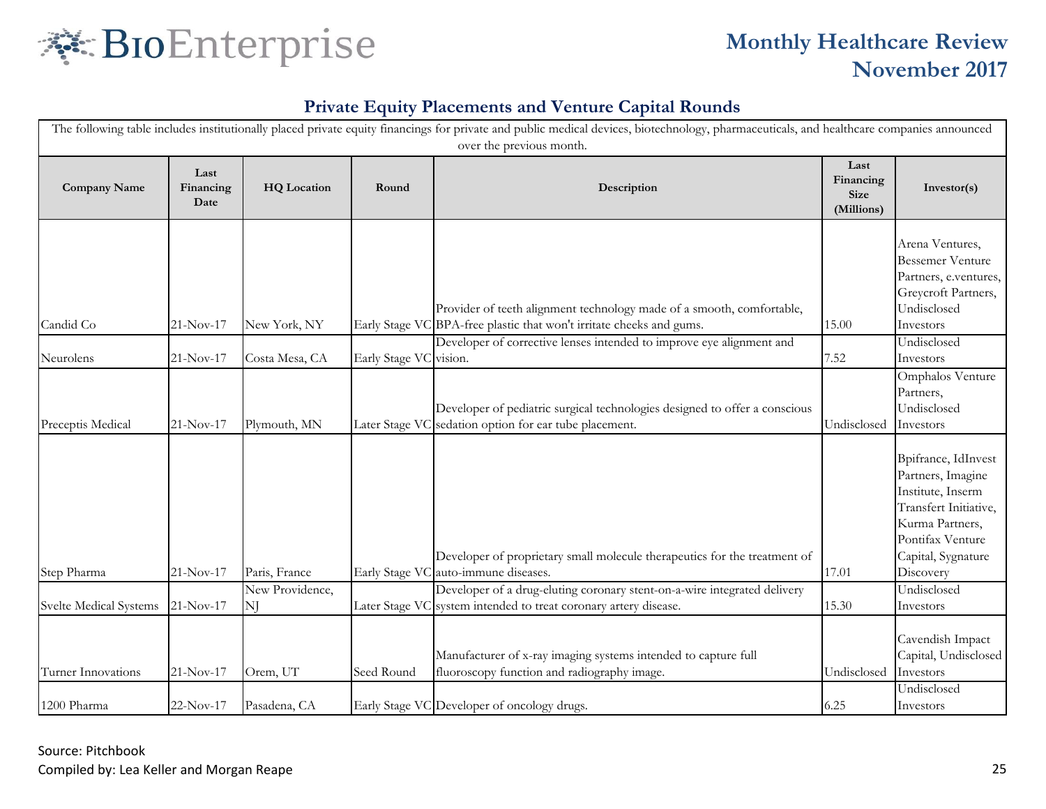# Monthly Healthcare Review November 2017

## Private Equity Placements and Venture Capital Rounds

The following table includes institutionally placed private equity financings for private and public medical devices, biotechnology, pharmaceuticals, and healthcare companies announced over the previous month.

| Company Name | Last Financing Date | HQ Location | Round | Description | Last Financing Size (Millions) | Investor(s) |
|---|---|---|---|---|---|---|
| Candid Co | 21-Nov-17 | New York, NY | Early Stage VC | Provider of teeth alignment technology made of a smooth, comfortable, BPA-free plastic that won't irritate cheeks and gums. | 15.00 | Arena Ventures, Bessemer Venture Partners, e.ventures, Greycroft Partners, Undisclosed Investors |
| Neurolens | 21-Nov-17 | Costa Mesa, CA | Early Stage VC | Developer of corrective lenses intended to improve eye alignment and vision. | 7.52 | Undisclosed Investors |
| Preceptis Medical | 21-Nov-17 | Plymouth, MN | Later Stage VC | Developer of pediatric surgical technologies designed to offer a conscious sedation option for ear tube placement. | Undisclosed | Omphalos Venture Partners, Undisclosed Investors |
| Step Pharma | 21-Nov-17 | Paris, France | Early Stage VC | Developer of proprietary small molecule therapeutics for the treatment of auto-immune diseases. | 17.01 | Bpifrance, IdInvest Partners, Imagine Institute, Inserm Transfert Initiative, Kurma Partners, Pontifax Venture Capital, Sygnature Discovery |
| Svelte Medical Systems | 21-Nov-17 | New Providence, NJ | Later Stage VC | Developer of a drug-eluting coronary stent-on-a-wire integrated delivery system intended to treat coronary artery disease. | 15.30 | Undisclosed Investors |
| Turner Innovations | 21-Nov-17 | Orem, UT | Seed Round | Manufacturer of x-ray imaging systems intended to capture full fluoroscopy function and radiography image. | Undisclosed | Cavendish Impact Capital, Undisclosed Investors |
| 1200 Pharma | 22-Nov-17 | Pasadena, CA | Early Stage VC | Developer of oncology drugs. | 6.25 | Undisclosed Investors |

Source: Pitchbook

Compiled by: Lea Keller and Morgan Reape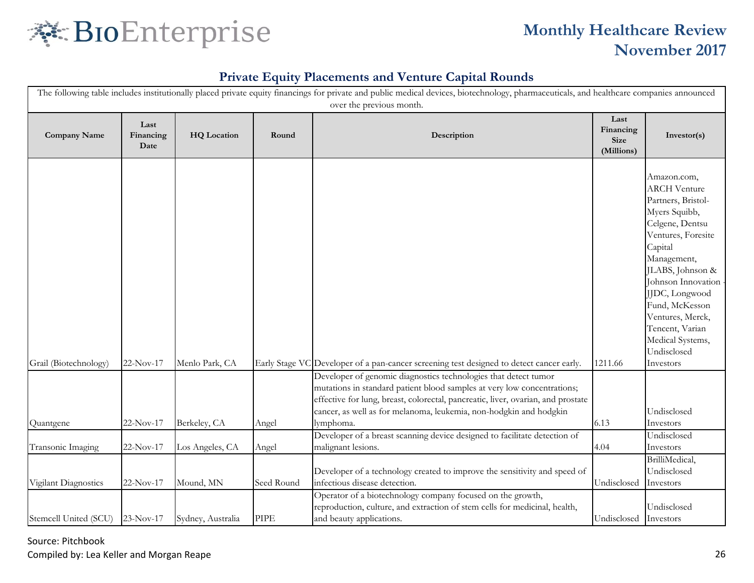## Private Equity Placements and Venture Capital Rounds

The following table includes institutionally placed private equity financings for private and public medical devices, biotechnology, pharmaceuticals, and healthcare companies announced over the previous month.

| Company Name | Last Financing Date | HQ Location | Round | Description | Last Financing Size (Millions) | Investor(s) |
|---|---|---|---|---|---|---|
| Grail (Biotechnology) | 22-Nov-17 | Menlo Park, CA | Early Stage VC | Developer of a pan-cancer screening test designed to detect cancer early. | 1211.66 | Amazon.com, ARCH Venture Partners, Bristol-Myers Squibb, Celgene, Dentsu Ventures, Foresite Capital Management, JLABS, Johnson & Johnson Innovation - JJDC, Longwood Fund, McKesson Ventures, Merck, Tencent, Varian Medical Systems, Undisclosed Investors |
| Quantgene | 22-Nov-17 | Berkeley, CA | Angel | Developer of genomic diagnostics technologies that detect tumor mutations in standard patient blood samples at very low concentrations; effective for lung, breast, colorectal, pancreatic, liver, ovarian, and prostate cancer, as well as for melanoma, leukemia, non-hodgkin and hodgkin lymphoma. | 6.13 | Undisclosed Investors |
| Transonic Imaging | 22-Nov-17 | Los Angeles, CA | Angel | Developer of a breast scanning device designed to facilitate detection of malignant lesions. | 4.04 | Undisclosed Investors |
| Vigilant Diagnostics | 22-Nov-17 | Mound, MN | Seed Round | Developer of a technology created to improve the sensitivity and speed of infectious disease detection. | Undisclosed | BrilliMedical, Undisclosed Investors |
| Stemcell United (SCU) | 23-Nov-17 | Sydney, Australia | PIPE | Operator of a biotechnology company focused on the growth, reproduction, culture, and extraction of stem cells for medicinal, health, and beauty applications. | Undisclosed | Undisclosed Investors |

Source: Pitchbook

Compiled by: Lea Keller and Morgan Reape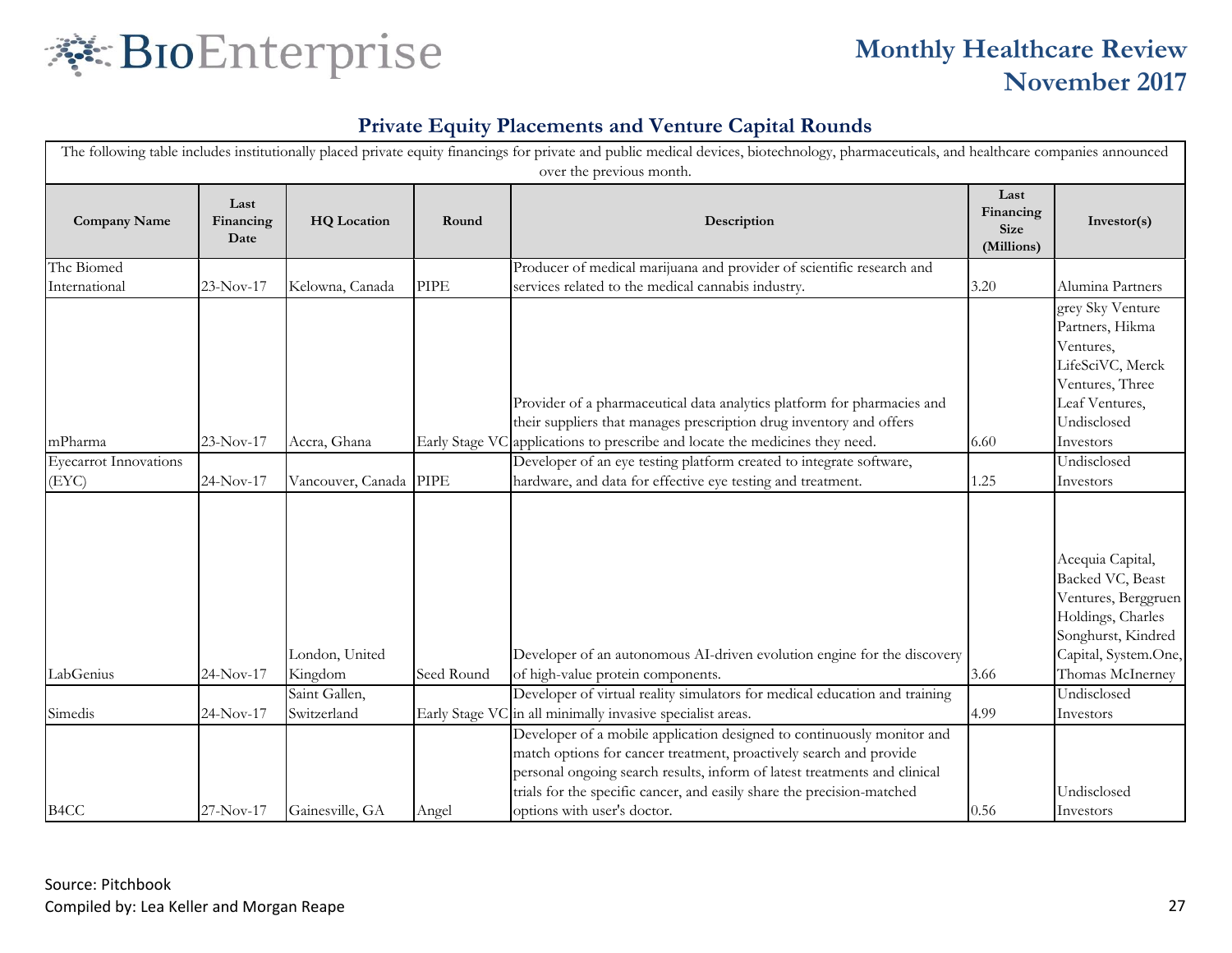## Private Equity Placements and Venture Capital Rounds

The following table includes institutionally placed private equity financings for private and public medical devices, biotechnology, pharmaceuticals, and healthcare companies announced over the previous month.

| Company Name | Last Financing Date | HQ Location | Round | Description | Last Financing Size (Millions) | Investor(s) |
|---|---|---|---|---|---|---|
| Thc Biomed International | 23-Nov-17 | Kelowna, Canada | PIPE | Producer of medical marijuana and provider of scientific research and services related to the medical cannabis industry. | 3.20 | Alumina Partners |
| mPharma | 23-Nov-17 | Accra, Ghana | Early Stage VC | Provider of a pharmaceutical data analytics platform for pharmacies and their suppliers that manages prescription drug inventory and offers applications to prescribe and locate the medicines they need. | 6.60 | grey Sky Venture Partners, Hikma Ventures, LifeSciVC, Merck Ventures, Three Leaf Ventures, Undisclosed Investors |
| Eyecarrot Innovations (EYC) | 24-Nov-17 | Vancouver, Canada | PIPE | Developer of an eye testing platform created to integrate software, hardware, and data for effective eye testing and treatment. | 1.25 | Undisclosed Investors |
| LabGenius | 24-Nov-17 | London, United Kingdom | Seed Round | Developer of an autonomous AI-driven evolution engine for the discovery of high-value protein components. | 3.66 | Acequia Capital, Backed VC, Beast Ventures, Berggruen Holdings, Charles Songhurst, Kindred Capital, System.One, Thomas McInerney |
| Simedis | 24-Nov-17 | Saint Gallen, Switzerland | Early Stage VC | Developer of virtual reality simulators for medical education and training in all minimally invasive specialist areas. | 4.99 | Undisclosed Investors |
| B4CC | 27-Nov-17 | Gainesville, GA | Angel | Developer of a mobile application designed to continuously monitor and match options for cancer treatment, proactively search and provide personal ongoing search results, inform of latest treatments and clinical trials for the specific cancer, and easily share the precision-matched options with user's doctor. | 0.56 | Undisclosed Investors |

Source: Pitchbook

Compiled by: Lea Keller and Morgan Reape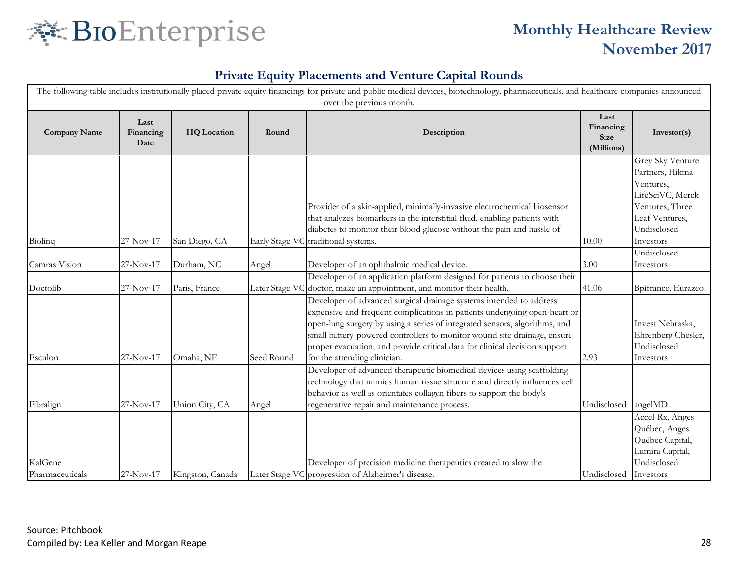# BioEnterprise

## Monthly Healthcare Review
## November 2017

### Private Equity Placements and Venture Capital Rounds

The following table includes institutionally placed private equity financings for private and public medical devices, biotechnology, pharmaceuticals, and healthcare companies announced over the previous month.

| Company Name | Last Financing Date | HQ Location | Round | Description | Last Financing Size (Millions) | Investor(s) |
|---|---|---|---|---|---|---|
| Biolinq | 27-Nov-17 | San Diego, CA | Early Stage VC | Provider of a skin-applied, minimally-invasive electrochemical biosensor that analyzes biomarkers in the interstitial fluid, enabling patients with diabetes to monitor their blood glucose without the pain and hassle of traditional systems. | 10.00 | Grey Sky Venture Partners, Hikma Ventures, LifeSciVC, Merck Ventures, Three Leaf Ventures, Undisclosed Investors |
| Camras Vision | 27-Nov-17 | Durham, NC | Angel | Developer of an ophthalmic medical device. | 3.00 | Undisclosed Investors |
| Doctolib | 27-Nov-17 | Paris, France | Later Stage VC | Developer of an application platform designed for patients to choose their doctor, make an appointment, and monitor their health. | 41.06 | Bpifrance, Eurazeo |
| Esculon | 27-Nov-17 | Omaha, NE | Seed Round | Developer of advanced surgical drainage systems intended to address expensive and frequent complications in patients undergoing open-heart or open-lung surgery by using a series of integrated sensors, algorithms, and small battery-powered controllers to monitor wound site drainage, ensure proper evacuation, and provide critical data for clinical decision support for the attending clinician. | 2.93 | Invest Nebraska, Ehrenberg Chesler, Undisclosed Investors |
| Fibralign | 27-Nov-17 | Union City, CA | Angel | Developer of advanced therapeutic biomedical devices using scaffolding technology that mimics human tissue structure and directly influences cell behavior as well as orientates collagen fibers to support the body's regenerative repair and maintenance process. | Undisclosed | angelMD |
| KalGene Pharmaceuticals | 27-Nov-17 | Kingston, Canada | Later Stage VC | Developer of precision medicine therapeutics created to slow the progression of Alzheimer's disease. | Undisclosed | Accel-Rx, Anges Québec, Anges Québec Capital, Lumira Capital, Undisclosed Investors |

Source: Pitchbook

Compiled by: Lea Keller and Morgan Reape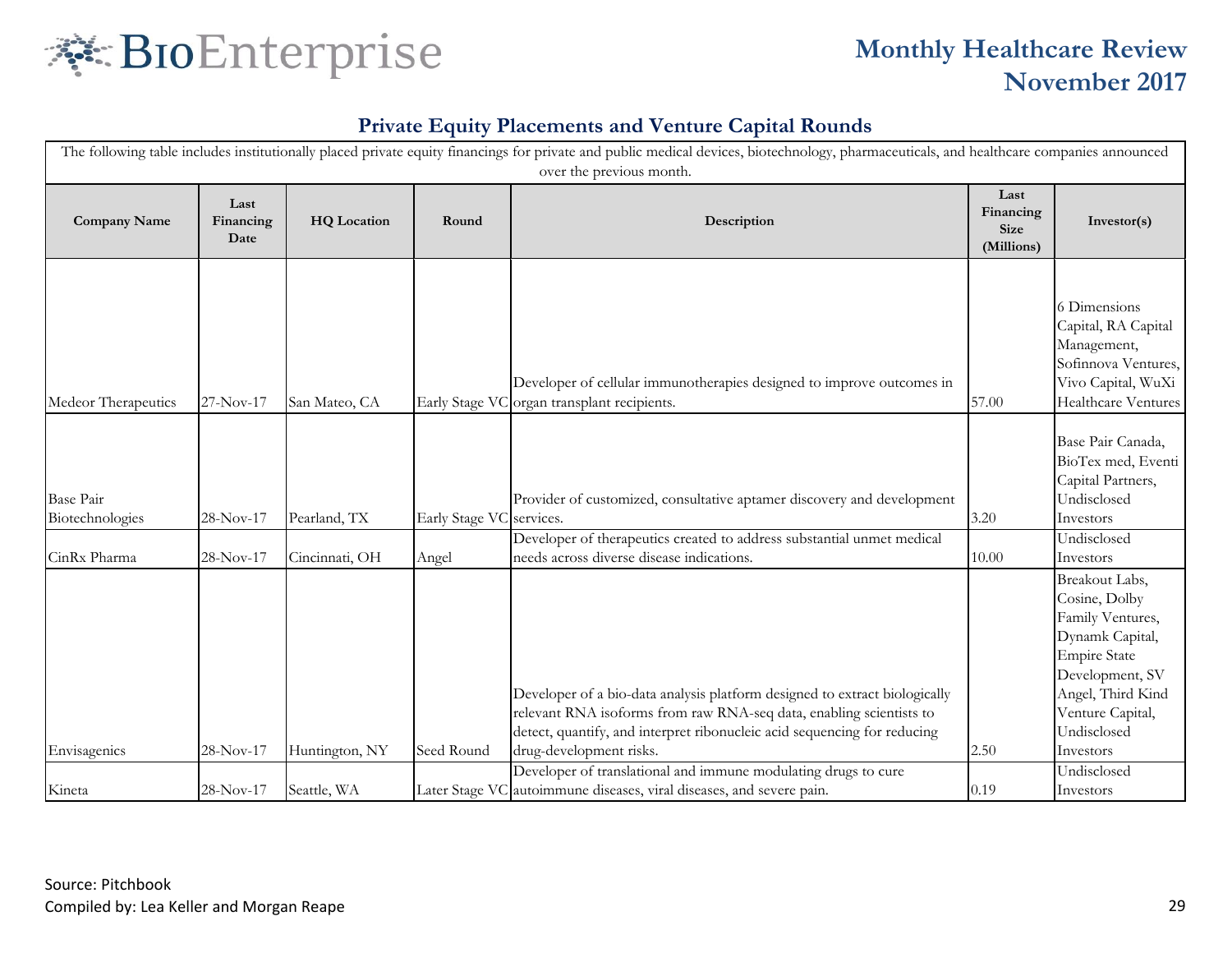## Private Equity Placements and Venture Capital Rounds

The following table includes institutionally placed private equity financings for private and public medical devices, biotechnology, pharmaceuticals, and healthcare companies announced over the previous month.

| Company Name | Last Financing Date | HQ Location | Round | Description | Last Financing Size (Millions) | Investor(s) |
|---|---|---|---|---|---|---|
| Medeor Therapeutics | 27-Nov-17 | San Mateo, CA | Early Stage VC | Developer of cellular immunotherapies designed to improve outcomes in organ transplant recipients. | 57.00 | 6 Dimensions Capital, RA Capital Management, Sofinnova Ventures, Vivo Capital, WuXi Healthcare Ventures |
| Base Pair Biotechnologies | 28-Nov-17 | Pearland, TX | Early Stage VC | Provider of customized, consultative aptamer discovery and development services. | 3.20 | Base Pair Canada, BioTex med, Eventi Capital Partners, Undisclosed Investors |
| CinRx Pharma | 28-Nov-17 | Cincinnati, OH | Angel | Developer of therapeutics created to address substantial unmet medical needs across diverse disease indications. | 10.00 | Undisclosed Investors |
| Envisagenics | 28-Nov-17 | Huntington, NY | Seed Round | Developer of a bio-data analysis platform designed to extract biologically relevant RNA isoforms from raw RNA-seq data, enabling scientists to detect, quantify, and interpret ribonucleic acid sequencing for reducing drug-development risks. | 2.50 | Breakout Labs, Cosine, Dolby Family Ventures, Dynamk Capital, Empire State Development, SV Angel, Third Kind Venture Capital, Undisclosed Investors |
| Kineta | 28-Nov-17 | Seattle, WA | Later Stage VC | Developer of translational and immune modulating drugs to cure autoimmune diseases, viral diseases, and severe pain. | 0.19 | Undisclosed Investors |

Source: Pitchbook

Compiled by: Lea Keller and Morgan Reape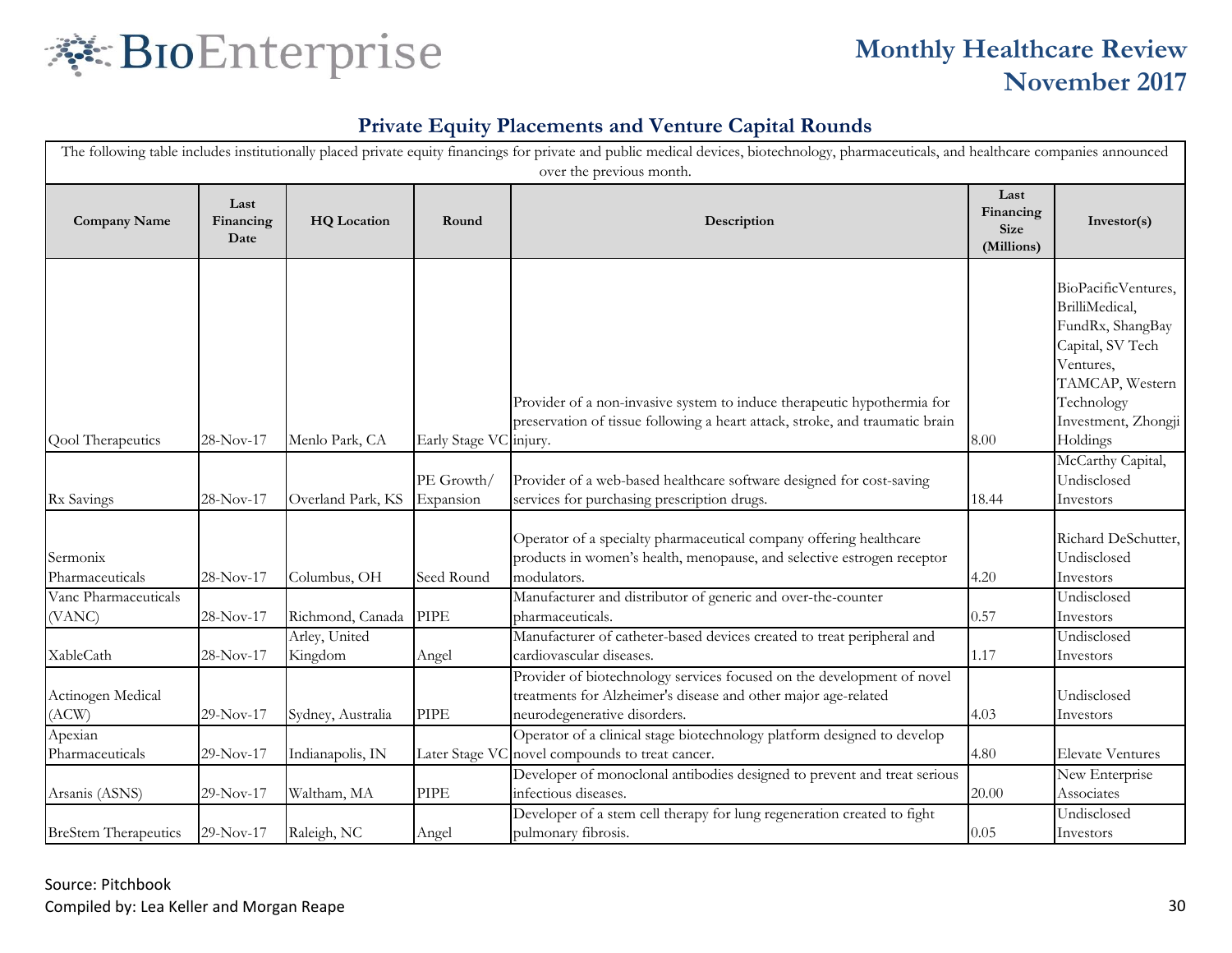## Private Equity Placements and Venture Capital Rounds

The following table includes institutionally placed private equity financings for private and public medical devices, biotechnology, pharmaceuticals, and healthcare companies announced over the previous month.

| Company Name | Last Financing Date | HQ Location | Round | Description | Last Financing Size (Millions) | Investor(s) |
|---|---|---|---|---|---|---|
| Qool Therapeutics | 28-Nov-17 | Menlo Park, CA | Early Stage VC | Provider of a non-invasive system to induce therapeutic hypothermia for preservation of tissue following a heart attack, stroke, and traumatic brain injury. | 8.00 | BioPacificVentures, BrilliMedical, FundRx, ShangBay Capital, SV Tech Ventures, TAMCAP, Western Technology Investment, Zhongji Holdings |
| Rx Savings | 28-Nov-17 | Overland Park, KS | PE Growth/ Expansion | Provider of a web-based healthcare software designed for cost-saving services for purchasing prescription drugs. | 18.44 | McCarthy Capital, Undisclosed Investors |
| Sermonix Pharmaceuticals | 28-Nov-17 | Columbus, OH | Seed Round | Operator of a specialty pharmaceutical company offering healthcare products in women's health, menopause, and selective estrogen receptor modulators. | 4.20 | Richard DeSchutter, Undisclosed Investors |
| Vanc Pharmaceuticals (VANC) | 28-Nov-17 | Richmond, Canada | PIPE | Manufacturer and distributor of generic and over-the-counter pharmaceuticals. | 0.57 | Undisclosed Investors |
| XableCath | 28-Nov-17 | Arley, United Kingdom | Angel | Manufacturer of catheter-based devices created to treat peripheral and cardiovascular diseases. | 1.17 | Undisclosed Investors |
| Actinogen Medical (ACW) | 29-Nov-17 | Sydney, Australia | PIPE | Provider of biotechnology services focused on the development of novel treatments for Alzheimer's disease and other major age-related neurodegenerative disorders. | 4.03 | Undisclosed Investors |
| Apexian Pharmaceuticals | 29-Nov-17 | Indianapolis, IN | Later Stage VC | Operator of a clinical stage biotechnology platform designed to develop novel compounds to treat cancer. | 4.80 | Elevate Ventures |
| Arsanis (ASNS) | 29-Nov-17 | Waltham, MA | PIPE | Developer of monoclonal antibodies designed to prevent and treat serious infectious diseases. | 20.00 | New Enterprise Associates |
| BreStem Therapeutics | 29-Nov-17 | Raleigh, NC | Angel | Developer of a stem cell therapy for lung regeneration created to fight pulmonary fibrosis. | 0.05 | Undisclosed Investors |

Source: Pitchbook

Compiled by: Lea Keller and Morgan Reape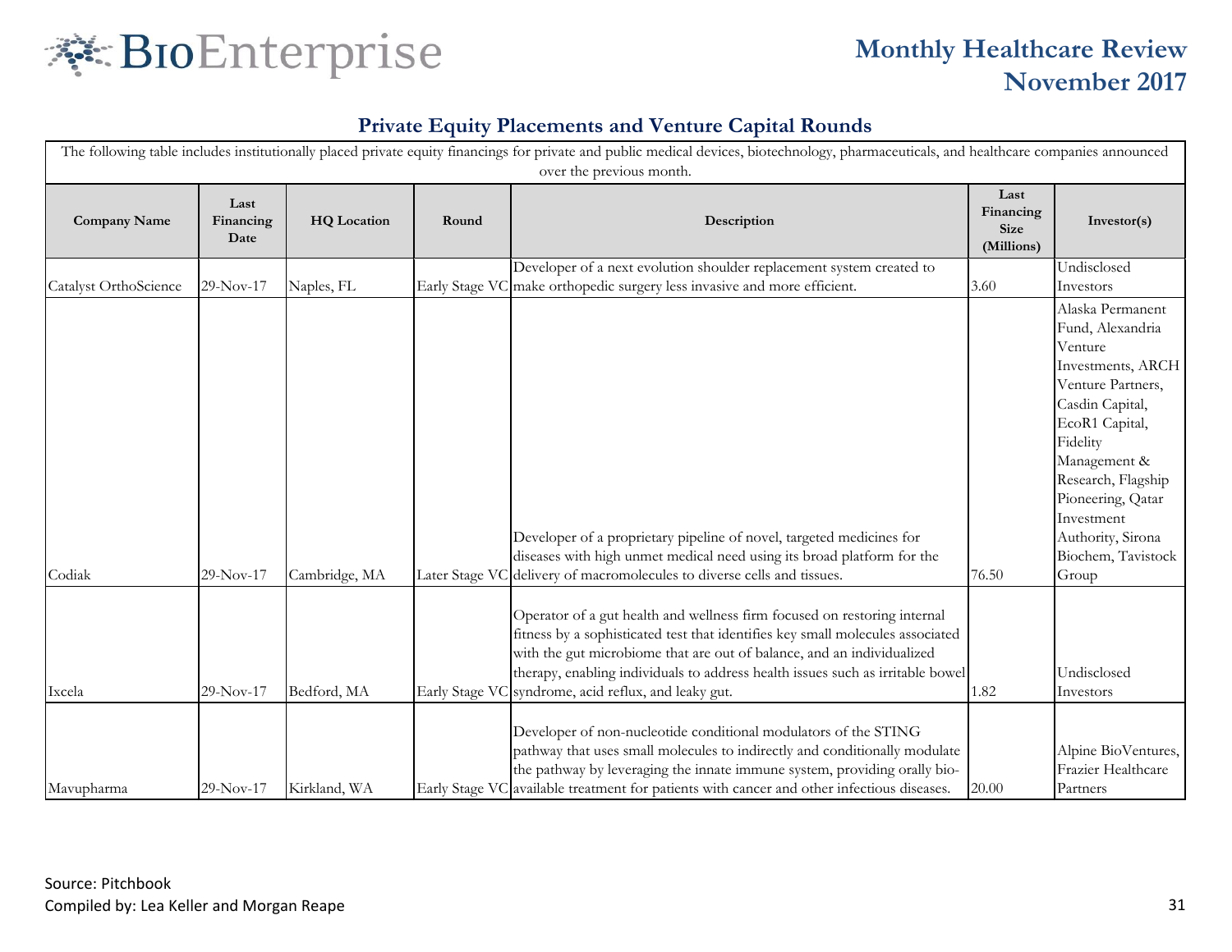## Private Equity Placements and Venture Capital Rounds

The following table includes institutionally placed private equity financings for private and public medical devices, biotechnology, pharmaceuticals, and healthcare companies announced over the previous month.

| Company Name | Last Financing Date | HQ Location | Round | Description | Last Financing Size (Millions) | Investor(s) |
|---|---|---|---|---|---|---|
| Catalyst OrthoScience | 29-Nov-17 | Naples, FL | Early Stage VC | Developer of a next evolution shoulder replacement system created to make orthopedic surgery less invasive and more efficient. | 3.60 | Undisclosed Investors |
| Codiak | 29-Nov-17 | Cambridge, MA | Later Stage VC | Developer of a proprietary pipeline of novel, targeted medicines for diseases with high unmet medical need using its broad platform for the delivery of macromolecules to diverse cells and tissues. | 76.50 | Alaska Permanent Fund, Alexandria Venture Investments, ARCH Venture Partners, Casdin Capital, EcoR1 Capital, Fidelity Management & Research, Flagship Pioneering, Qatar Investment Authority, Sirona Biochem, Tavistock Group |
| Ixcela | 29-Nov-17 | Bedford, MA | Early Stage VC | Operator of a gut health and wellness firm focused on restoring internal fitness by a sophisticated test that identifies key small molecules associated with the gut microbiome that are out of balance, and an individualized therapy, enabling individuals to address health issues such as irritable bowel syndrome, acid reflux, and leaky gut. | 1.82 | Undisclosed Investors |
| Mavupharma | 29-Nov-17 | Kirkland, WA | Early Stage VC | Developer of non-nucleotide conditional modulators of the STING pathway that uses small molecules to indirectly and conditionally modulate the pathway by leveraging the innate immune system, providing orally bio-available treatment for patients with cancer and other infectious diseases. | 20.00 | Alpine BioVentures, Frazier Healthcare Partners |

Source: Pitchbook

Compiled by: Lea Keller and Morgan Reape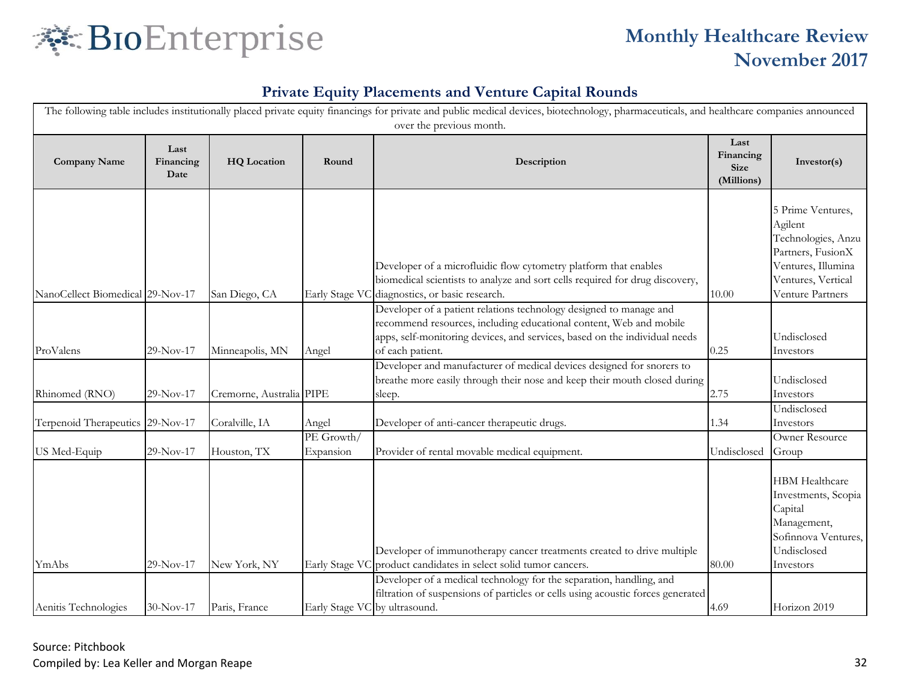## Private Equity Placements and Venture Capital Rounds

The following table includes institutionally placed private equity financings for private and public medical devices, biotechnology, pharmaceuticals, and healthcare companies announced over the previous month.

| Company Name | Last Financing Date | HQ Location | Round | Description | Last Financing Size (Millions) | Investor(s) |
|---|---|---|---|---|---|---|
| NanoCellect Biomedical | 29-Nov-17 | San Diego, CA | Early Stage VC | Developer of a microfluidic flow cytometry platform that enables biomedical scientists to analyze and sort cells required for drug discovery, diagnostics, or basic research. | 10.00 | 5 Prime Ventures, Agilent Technologies, Anzu Partners, FusionX Ventures, Illumina Ventures, Vertical Venture Partners |
| ProValens | 29-Nov-17 | Minneapolis, MN | Angel | Developer of a patient relations technology designed to manage and recommend resources, including educational content, Web and mobile apps, self-monitoring devices, and services, based on the individual needs of each patient. | 0.25 | Undisclosed Investors |
| Rhinomed (RNO) | 29-Nov-17 | Cremorne, Australia | PIPE | Developer and manufacturer of medical devices designed for snorers to breathe more easily through their nose and keep their mouth closed during sleep. | 2.75 | Undisclosed Investors |
| Terpenoid Therapeutics | 29-Nov-17 | Coralville, IA | Angel | Developer of anti-cancer therapeutic drugs. | 1.34 | Undisclosed Investors |
| US Med-Equip | 29-Nov-17 | Houston, TX | PE Growth/ Expansion | Provider of rental movable medical equipment. | Undisclosed | Owner Resource Group |
| YmAbs | 29-Nov-17 | New York, NY | Early Stage VC | Developer of immunotherapy cancer treatments created to drive multiple product candidates in select solid tumor cancers. | 80.00 | HBM Healthcare Investments, Scopia Capital Management, Sofinnova Ventures, Undisclosed Investors |
| Aenitis Technologies | 30-Nov-17 | Paris, France | Early Stage VC | Developer of a medical technology for the separation, handling, and filtration of suspensions of particles or cells using acoustic forces generated by ultrasound. | 4.69 | Horizon 2019 |

Source: Pitchbook

Compiled by: Lea Keller and Morgan Reape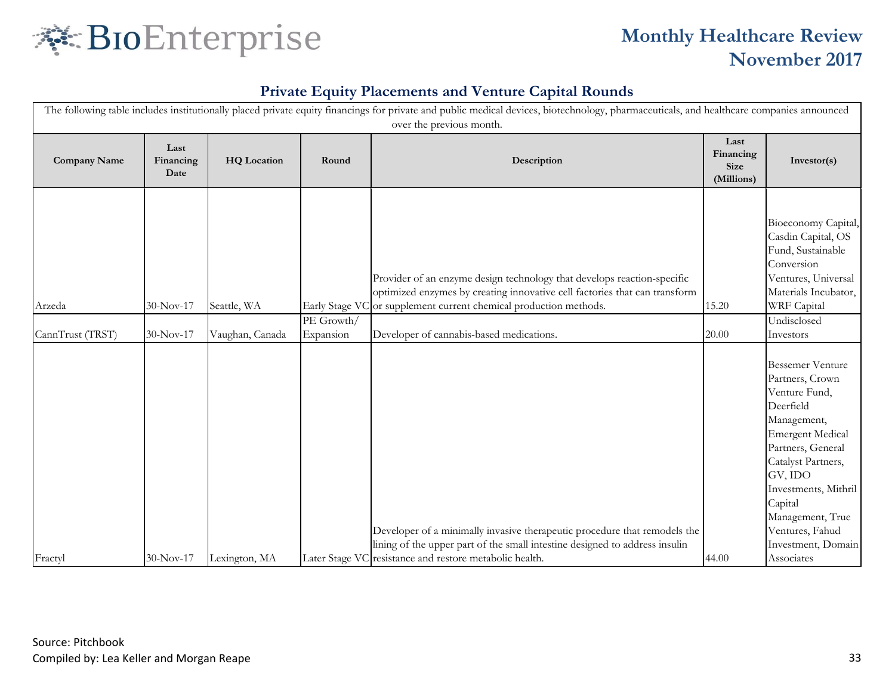## Private Equity Placements and Venture Capital Rounds

The following table includes institutionally placed private equity financings for private and public medical devices, biotechnology, pharmaceuticals, and healthcare companies announced over the previous month.

| Company Name | Last Financing Date | HQ Location | Round | Description | Last Financing Size (Millions) | Investor(s) |
|---|---|---|---|---|---|---|
| Arzeda | 30-Nov-17 | Seattle, WA | Early Stage VC | Provider of an enzyme design technology that develops reaction-specific optimized enzymes by creating innovative cell factories that can transform or supplement current chemical production methods. | 15.20 | Bioeconomy Capital, Casdin Capital, OS Fund, Sustainable Conversion Ventures, Universal Materials Incubator, WRF Capital |
| CannTrust (TRST) | 30-Nov-17 | Vaughan, Canada | PE Growth/ Expansion | Developer of cannabis-based medications. | 20.00 | Undisclosed Investors |
| Fractyl | 30-Nov-17 | Lexington, MA | Later Stage VC | Developer of a minimally invasive therapeutic procedure that remodels the lining of the upper part of the small intestine designed to address insulin resistance and restore metabolic health. | 44.00 | Bessemer Venture Partners, Crown Venture Fund, Deerfield Management, Emergent Medical Partners, General Catalyst Partners, GV, IDO Investments, Mithril Capital Management, True Ventures, Fahud Investment, Domain Associates |

Source: Pitchbook

Compiled by: Lea Keller and Morgan Reape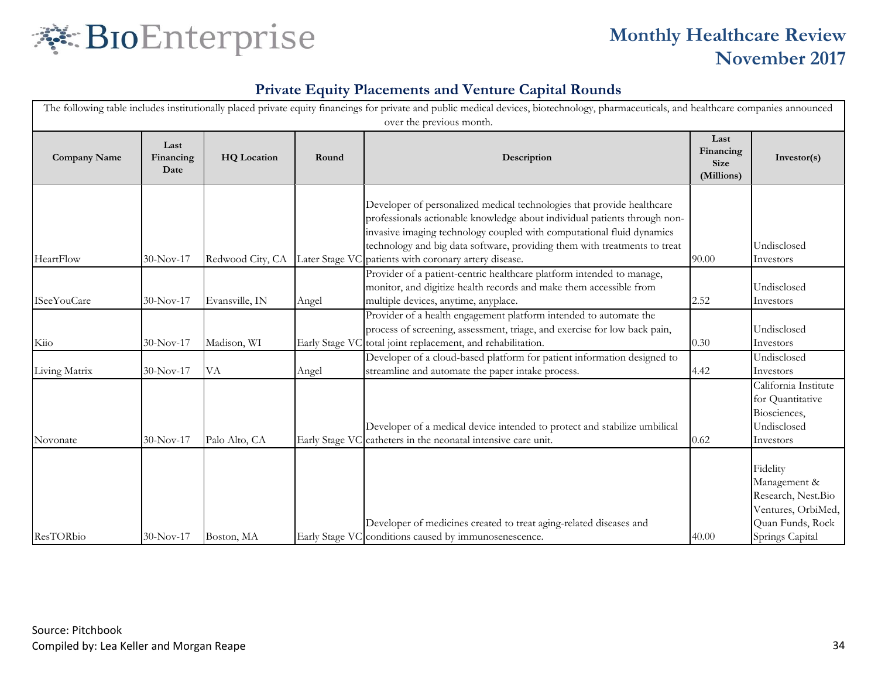# Private Equity Placements and Venture Capital Rounds

The following table includes institutionally placed private equity financings for private and public medical devices, biotechnology, pharmaceuticals, and healthcare companies announced over the previous month.

| Company Name | Last Financing Date | HQ Location | Round | Description | Last Financing Size (Millions) | Investor(s) |
|---|---|---|---|---|---|---|
| HeartFlow | 30-Nov-17 | Redwood City, CA | Later Stage VC | Developer of personalized medical technologies that provide healthcare professionals actionable knowledge about individual patients through non-invasive imaging technology coupled with computational fluid dynamics technology and big data software, providing them with treatments to treat patients with coronary artery disease. | 90.00 | Undisclosed Investors |
| ISeeYouCare | 30-Nov-17 | Evansville, IN | Angel | Provider of a patient-centric healthcare platform intended to manage, monitor, and digitize health records and make them accessible from multiple devices, anytime, anyplace. | 2.52 | Undisclosed Investors |
| Kiio | 30-Nov-17 | Madison, WI | Early Stage VC | Provider of a health engagement platform intended to automate the process of screening, assessment, triage, and exercise for low back pain, total joint replacement, and rehabilitation. | 0.30 | Undisclosed Investors |
| Living Matrix | 30-Nov-17 | VA | Angel | Developer of a cloud-based platform for patient information designed to streamline and automate the paper intake process. | 4.42 | Undisclosed Investors |
| Novonate | 30-Nov-17 | Palo Alto, CA | Early Stage VC | Developer of a medical device intended to protect and stabilize umbilical catheters in the neonatal intensive care unit. | 0.62 | California Institute for Quantitative Biosciences, Undisclosed Investors |
| ResTORbio | 30-Nov-17 | Boston, MA | Early Stage VC | Developer of medicines created to treat aging-related diseases and conditions caused by immunosenescence. | 40.00 | Fidelity Management & Research, Nest.Bio Ventures, OrbiMed, Quan Funds, Rock Springs Capital |

Source: Pitchbook

Compiled by: Lea Keller and Morgan Reape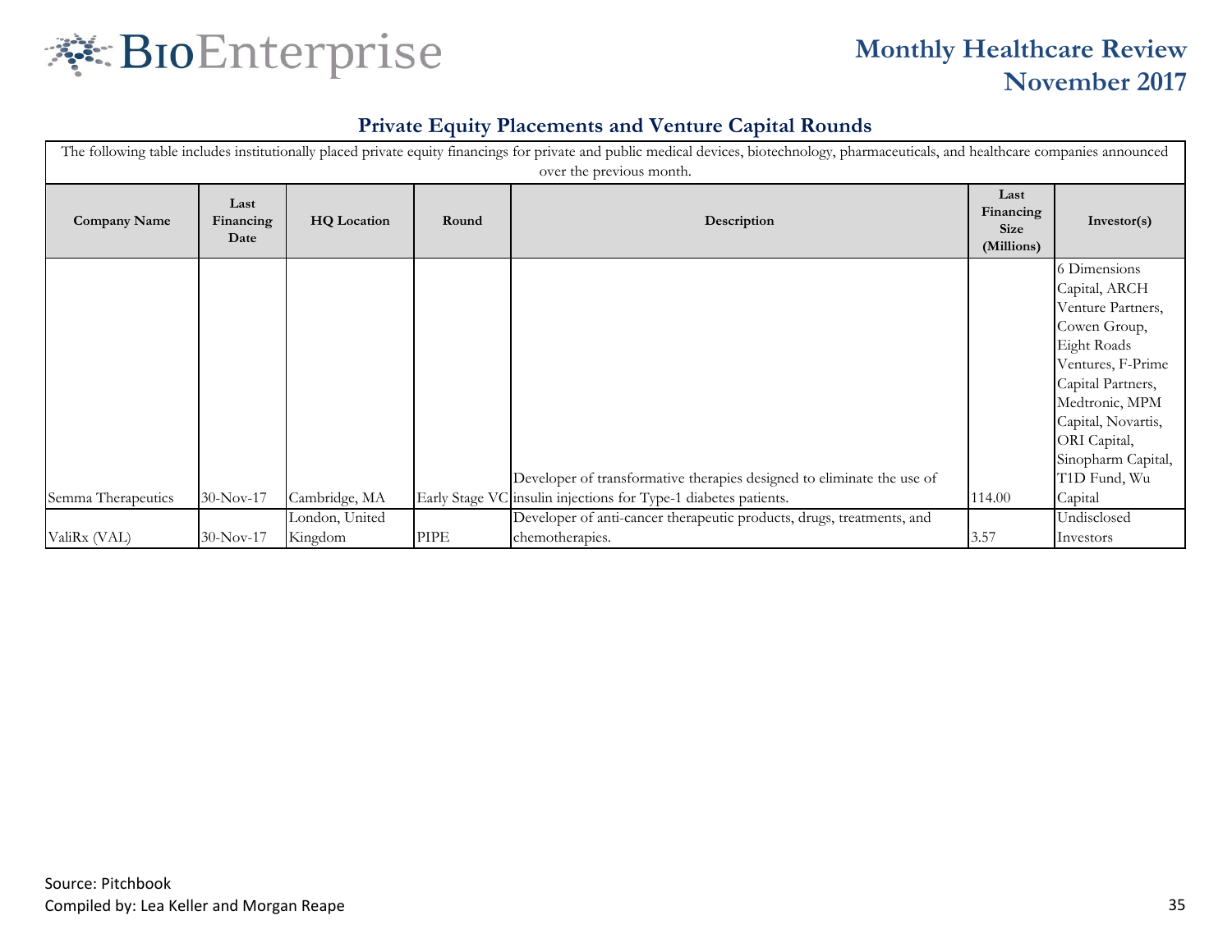## Private Equity Placements and Venture Capital Rounds

The following table includes institutionally placed private equity financings for private and public medical devices, biotechnology, pharmaceuticals, and healthcare companies announced over the previous month.

| Company Name | Last Financing Date | HQ Location | Round | Description | Last Financing Size (Millions) | Investor(s) |
|---|---|---|---|---|---|---|
| Semma Therapeutics | 30-Nov-17 | Cambridge, MA | Early Stage VC | Developer of transformative therapies designed to eliminate the use of insulin injections for Type-1 diabetes patients. | 114.00 | 6 Dimensions Capital, ARCH Venture Partners, Cowen Group, Eight Roads Ventures, F-Prime Capital Partners, Medtronic, MPM Capital, Novartis, ORI Capital, Sinopharm Capital, T1D Fund, Wu Capital |
| ValiRx (VAL) | 30-Nov-17 | London, United Kingdom | PIPE | Developer of anti-cancer therapeutic products, drugs, treatments, and chemotherapies. | 3.57 | Undisclosed Investors |

Source: Pitchbook

Compiled by: Lea Keller and Morgan Reape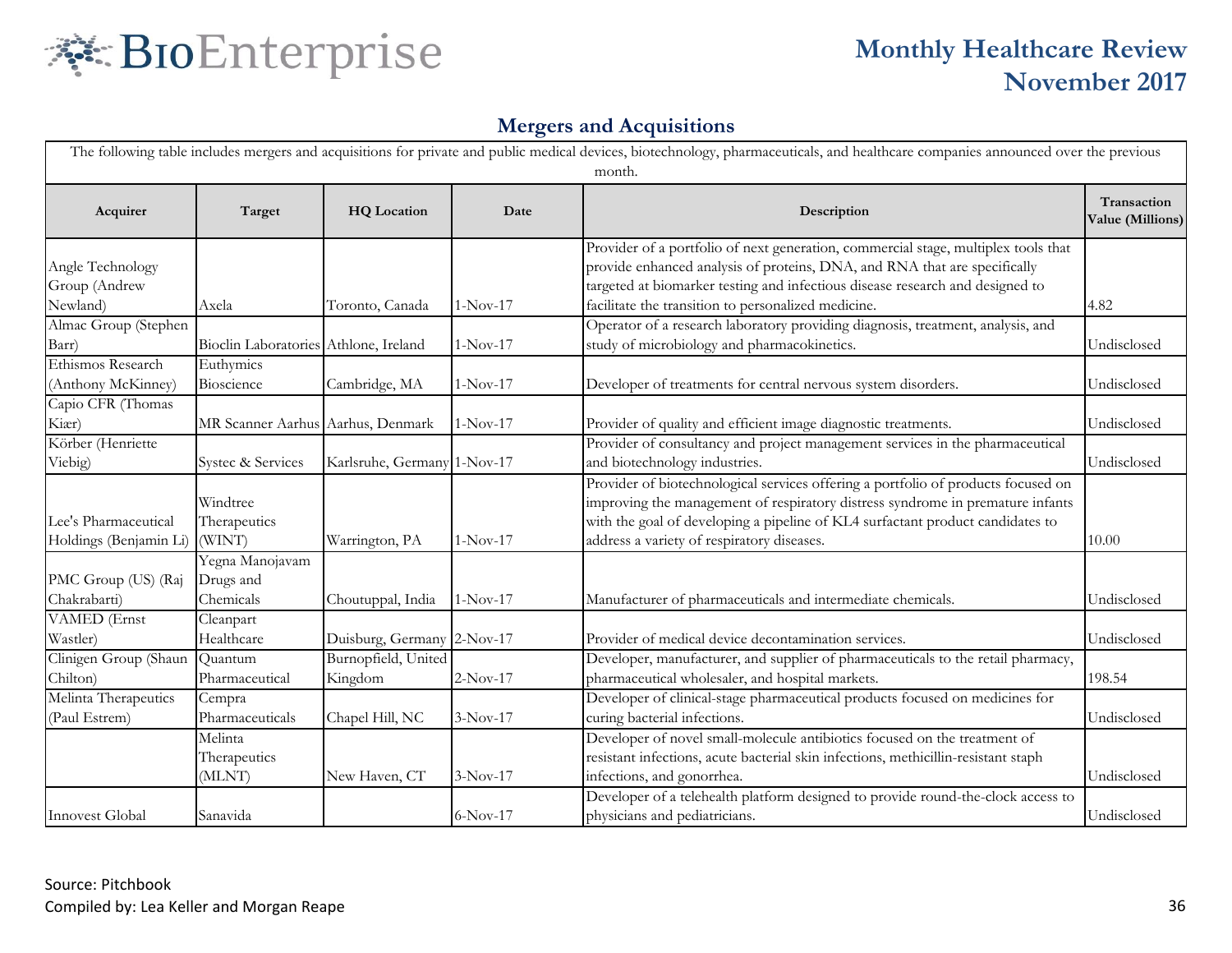## Mergers and Acquisitions

The following table includes mergers and acquisitions for private and public medical devices, biotechnology, pharmaceuticals, and healthcare companies announced over the previous month.

| Acquirer | Target | HQ Location | Date | Description | Transaction Value (Millions) |
|---|---|---|---|---|---|
| Angle Technology Group (Andrew Newland) | Axela | Toronto, Canada | 1-Nov-17 | Provider of a portfolio of next generation, commercial stage, multiplex tools that provide enhanced analysis of proteins, DNA, and RNA that are specifically targeted at biomarker testing and infectious disease research and designed to facilitate the transition to personalized medicine. | 4.82 |
| Almac Group (Stephen Barr) | Bioclin Laboratories | Athlone, Ireland | 1-Nov-17 | Operator of a research laboratory providing diagnosis, treatment, analysis, and study of microbiology and pharmacokinetics. | Undisclosed |
| Ethismos Research (Anthony McKinney) | Euthymics Bioscience | Cambridge, MA | 1-Nov-17 | Developer of treatments for central nervous system disorders. | Undisclosed |
| Capio CFR (Thomas Kiær) | MR Scanner Aarhus | Aarhus, Denmark | 1-Nov-17 | Provider of quality and efficient image diagnostic treatments. | Undisclosed |
| Körber (Henriette Viebig) | Systec & Services | Karlsruhe, Germany | 1-Nov-17 | Provider of consultancy and project management services in the pharmaceutical and biotechnology industries. | Undisclosed |
| Lee's Pharmaceutical Holdings (Benjamin Li) | Windtree Therapeutics (WINT) | Warrington, PA | 1-Nov-17 | Provider of biotechnological services offering a portfolio of products focused on improving the management of respiratory distress syndrome in premature infants with the goal of developing a pipeline of KL4 surfactant product candidates to address a variety of respiratory diseases. | 10.00 |
| PMC Group (US) (Raj Chakrabarti) | Yegna Manojavam Drugs and Chemicals | Choutuppal, India | 1-Nov-17 | Manufacturer of pharmaceuticals and intermediate chemicals. | Undisclosed |
| VAMED (Ernst Wastler) | Cleanpart Healthcare | Duisburg, Germany | 2-Nov-17 | Provider of medical device decontamination services. | Undisclosed |
| Clinigen Group (Shaun Chilton) | Quantum Pharmaceutical | Burnopfield, United Kingdom | 2-Nov-17 | Developer, manufacturer, and supplier of pharmaceuticals to the retail pharmacy, pharmaceutical wholesaler, and hospital markets. | 198.54 |
| Melinta Therapeutics (Paul Estrem) | Cempra Pharmaceuticals | Chapel Hill, NC | 3-Nov-17 | Developer of clinical-stage pharmaceutical products focused on medicines for curing bacterial infections. | Undisclosed |
| | Melinta Therapeutics (MLNT) | New Haven, CT | 3-Nov-17 | Developer of novel small-molecule antibiotics focused on the treatment of resistant infections, acute bacterial skin infections, methicillin-resistant staph infections, and gonorrhea. | Undisclosed |
| Innovest Global | Sanavida | | 6-Nov-17 | Developer of a telehealth platform designed to provide round-the-clock access to physicians and pediatricians. | Undisclosed |

Source: Pitchbook

Compiled by: Lea Keller and Morgan Reape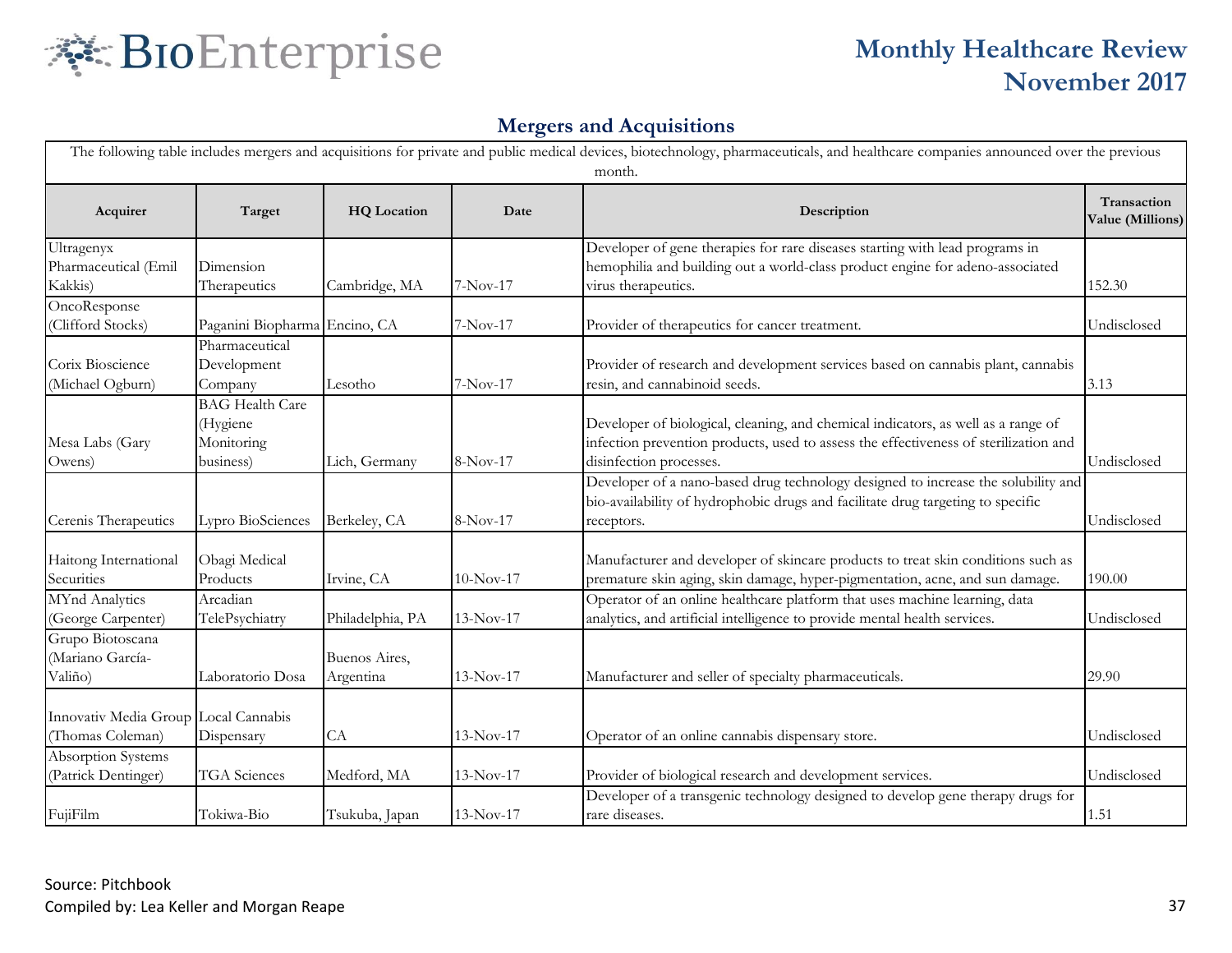## Mergers and Acquisitions

The following table includes mergers and acquisitions for private and public medical devices, biotechnology, pharmaceuticals, and healthcare companies announced over the previous month.

| Acquirer | Target | HQ Location | Date | Description | Transaction Value (Millions) |
|---|---|---|---|---|---|
| Ultragenyx Pharmaceutical (Emil Kakkis) | Dimension Therapeutics | Cambridge, MA | 7-Nov-17 | Developer of gene therapies for rare diseases starting with lead programs in hemophilia and building out a world-class product engine for adeno-associated virus therapeutics. | 152.30 |
| OncoResponse (Clifford Stocks) | Paganini Biopharma | Encino, CA | 7-Nov-17 | Provider of therapeutics for cancer treatment. | Undisclosed |
| Corix Bioscience (Michael Ogburn) | Pharmaceutical Development Company | Lesotho | 7-Nov-17 | Provider of research and development services based on cannabis plant, cannabis resin, and cannabinoid seeds. | 3.13 |
| Mesa Labs (Gary Owens) | BAG Health Care (Hygiene Monitoring business) | Lich, Germany | 8-Nov-17 | Developer of biological, cleaning, and chemical indicators, as well as a range of infection prevention products, used to assess the effectiveness of sterilization and disinfection processes. | Undisclosed |
| Cerenis Therapeutics | Lypro BioSciences | Berkeley, CA | 8-Nov-17 | Developer of a nano-based drug technology designed to increase the solubility and bio-availability of hydrophobic drugs and facilitate drug targeting to specific receptors. | Undisclosed |
| Haitong International Securities | Obagi Medical Products | Irvine, CA | 10-Nov-17 | Manufacturer and developer of skincare products to treat skin conditions such as premature skin aging, skin damage, hyper-pigmentation, acne, and sun damage. | 190.00 |
| MYnd Analytics (George Carpenter) | Arcadian TelePsychiatry | Philadelphia, PA | 13-Nov-17 | Operator of an online healthcare platform that uses machine learning, data analytics, and artificial intelligence to provide mental health services. | Undisclosed |
| Grupo Biotoscana (Mariano García-Valiño) | Laboratorio Dosa | Buenos Aires, Argentina | 13-Nov-17 | Manufacturer and seller of specialty pharmaceuticals. | 29.90 |
| Innovativ Media Group (Thomas Coleman) | Local Cannabis Dispensary | CA | 13-Nov-17 | Operator of an online cannabis dispensary store. | Undisclosed |
| Absorption Systems (Patrick Dentinger) | TGA Sciences | Medford, MA | 13-Nov-17 | Provider of biological research and development services. | Undisclosed |
| FujiFilm | Tokiwa-Bio | Tsukuba, Japan | 13-Nov-17 | Developer of a transgenic technology designed to develop gene therapy drugs for rare diseases. | 1.51 |

Source: Pitchbook

Compiled by: Lea Keller and Morgan Reape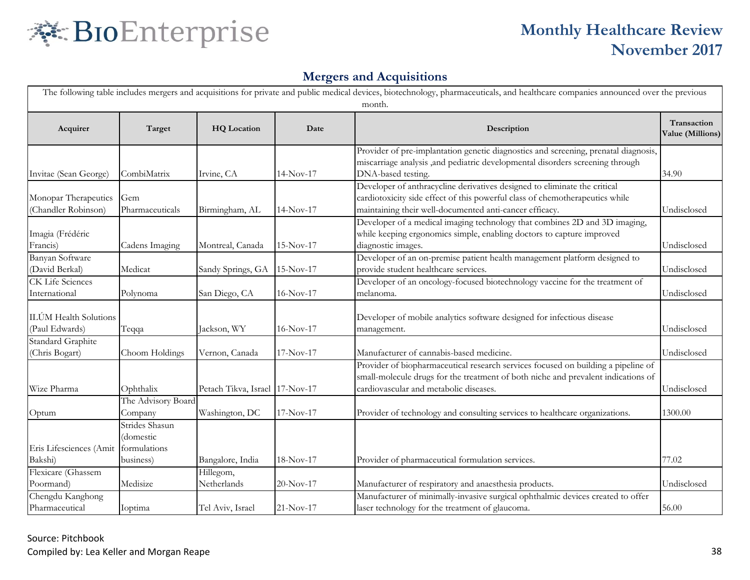# Monthly Healthcare Review November 2017

## Mergers and Acquisitions

The following table includes mergers and acquisitions for private and public medical devices, biotechnology, pharmaceuticals, and healthcare companies announced over the previous month.

| Acquirer | Target | HQ Location | Date | Description | Transaction Value (Millions) |
|---|---|---|---|---|---|
| Invitae (Sean George) | CombiMatrix | Irvine, CA | 14-Nov-17 | Provider of pre-implantation genetic diagnostics and screening, prenatal diagnosis, miscarriage analysis ,and pediatric developmental disorders screening through DNA-based testing. | 34.90 |
| Monopar Therapeutics (Chandler Robinson) | Gem Pharmaceuticals | Birmingham, AL | 14-Nov-17 | Developer of anthracycline derivatives designed to eliminate the critical cardiotoxicity side effect of this powerful class of chemotherapeutics while maintaining their well-documented anti-cancer efficacy. | Undisclosed |
| Imagia (Frédéric Francis) | Cadens Imaging | Montreal, Canada | 15-Nov-17 | Developer of a medical imaging technology that combines 2D and 3D imaging, while keeping ergonomics simple, enabling doctors to capture improved diagnostic images. | Undisclosed |
| Banyan Software (David Berkal) | Medicat | Sandy Springs, GA | 15-Nov-17 | Developer of an on-premise patient health management platform designed to provide student healthcare services. | Undisclosed |
| CK Life Sciences International | Polynoma | San Diego, CA | 16-Nov-17 | Developer of an oncology-focused biotechnology vaccine for the treatment of melanoma. | Undisclosed |
| ILÚM Health Solutions (Paul Edwards) | Teqqa | Jackson, WY | 16-Nov-17 | Developer of mobile analytics software designed for infectious disease management. | Undisclosed |
| Standard Graphite (Chris Bogart) | Choom Holdings | Vernon, Canada | 17-Nov-17 | Manufacturer of cannabis-based medicine. | Undisclosed |
| Wize Pharma | Ophthalix | Petach Tikva, Israel | 17-Nov-17 | Provider of biopharmaceutical research services focused on building a pipeline of small-molecule drugs for the treatment of both niche and prevalent indications of cardiovascular and metabolic diseases. | Undisclosed |
| Optum | The Advisory Board Company | Washington, DC | 17-Nov-17 | Provider of technology and consulting services to healthcare organizations. | 1300.00 |
| Eris Lifesciences (Amit Bakshi) | Strides Shasun (domestic formulations business) | Bangalore, India | 18-Nov-17 | Provider of pharmaceutical formulation services. | 77.02 |
| Flexicare (Ghassem Poormand) | Medisize | Hillegom, Netherlands | 20-Nov-17 | Manufacturer of respiratory and anaesthesia products. | Undisclosed |
| Chengdu Kanghong Pharmaceutical | Ioptima | Tel Aviv, Israel | 21-Nov-17 | Manufacturer of minimally-invasive surgical ophthalmic devices created to offer laser technology for the treatment of glaucoma. | 56.00 |

Source: Pitchbook

Compiled by: Lea Keller and Morgan Reape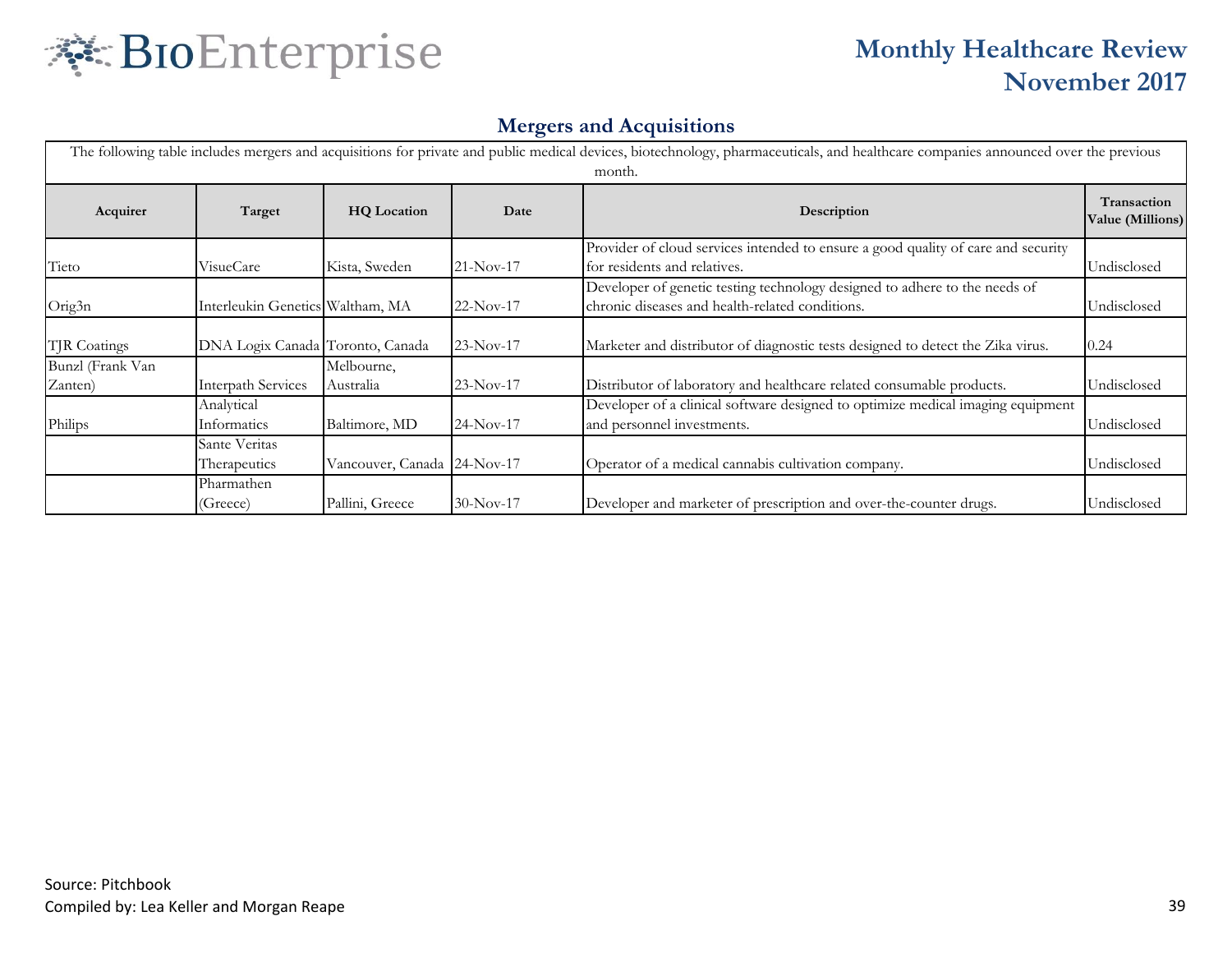## Mergers and Acquisitions

The following table includes mergers and acquisitions for private and public medical devices, biotechnology, pharmaceuticals, and healthcare companies announced over the previous month.

| Acquirer | Target | HQ Location | Date | Description | Transaction Value (Millions) |
|---|---|---|---|---|---|
| Tieto | VisueCare | Kista, Sweden | 21-Nov-17 | Provider of cloud services intended to ensure a good quality of care and security for residents and relatives. | Undisclosed |
| Orig3n | Interleukin Genetics | Waltham, MA | 22-Nov-17 | Developer of genetic testing technology designed to adhere to the needs of chronic diseases and health-related conditions. | Undisclosed |
| TJR Coatings | DNA Logix Canada | Toronto, Canada | 23-Nov-17 | Marketer and distributor of diagnostic tests designed to detect the Zika virus. | 0.24 |
| Bunzl (Frank Van Zanten) | Interpath Services | Melbourne, Australia | 23-Nov-17 | Distributor of laboratory and healthcare related consumable products. | Undisclosed |
| Philips | Analytical Informatics | Baltimore, MD | 24-Nov-17 | Developer of a clinical software designed to optimize medical imaging equipment and personnel investments. | Undisclosed |
| | Sante Veritas Therapeutics | Vancouver, Canada | 24-Nov-17 | Operator of a medical cannabis cultivation company. | Undisclosed |
| | Pharmathen (Greece) | Pallini, Greece | 30-Nov-17 | Developer and marketer of prescription and over-the-counter drugs. | Undisclosed |

Source: Pitchbook

Compiled by: Lea Keller and Morgan Reape